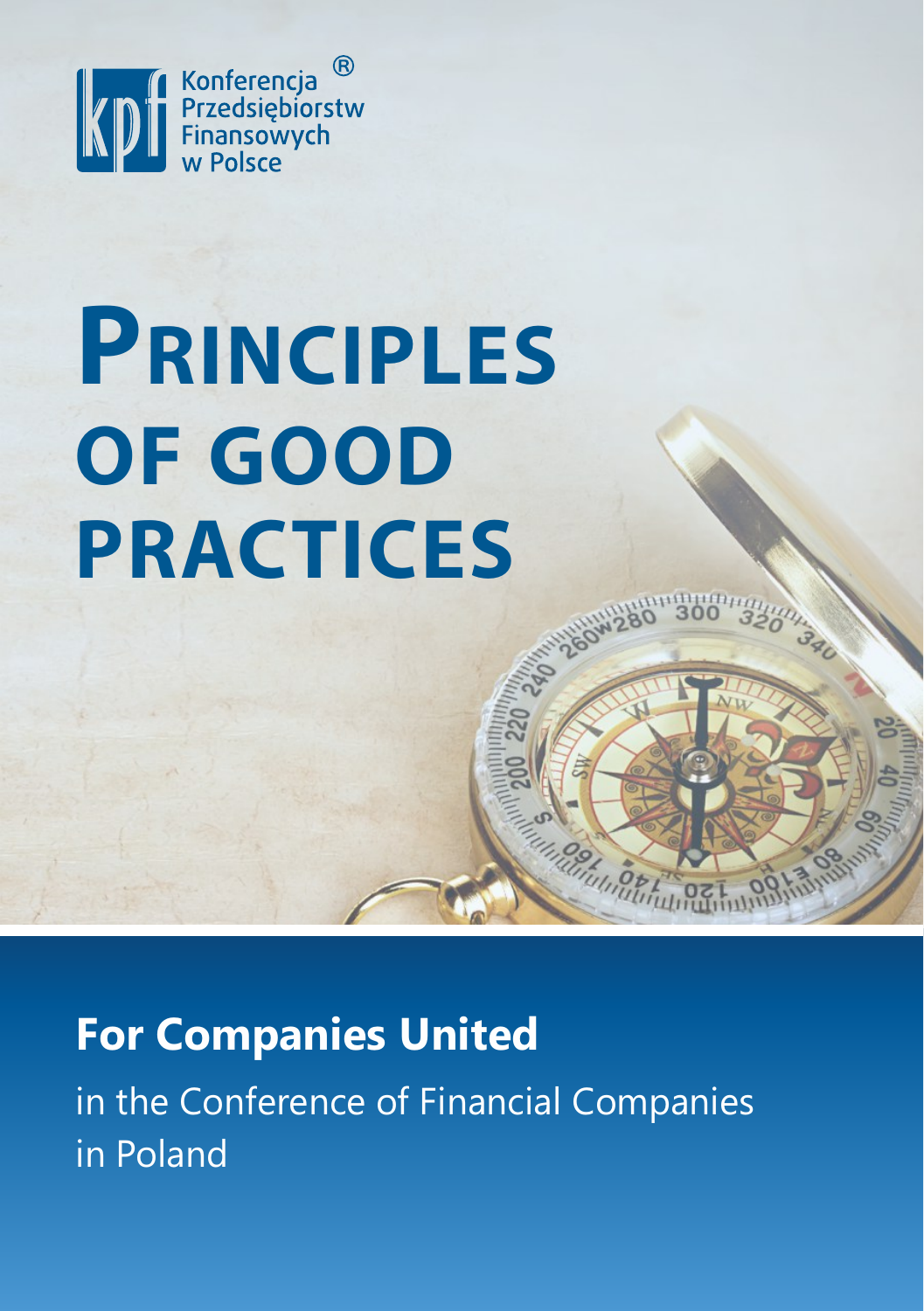Konferencja®
Przedsiębiorstw
Finansowych
w Polsce

# Principles of Good Practices

## For Companies United

in the Conference of Financial Companies in Poland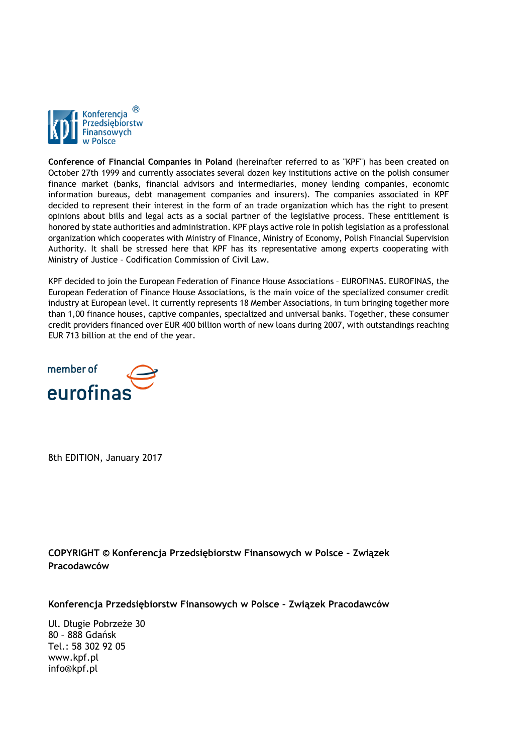Konferencja Przedsiębiorstw Finansowych w Polsce ®

**Conference of Financial Companies in Poland** (hereinafter referred to as "KPF") has been created on October 27th 1999 and currently associates several dozen key institutions active on the polish consumer finance market (banks, financial advisors and intermediaries, money lending companies, economic information bureaus, debt management companies and insurers). The companies associated in KPF decided to represent their interest in the form of an trade organization which has the right to present opinions about bills and legal acts as a social partner of the legislative process. These entitlement is honored by state authorities and administration. KPF plays active role in polish legislation as a professional organization which cooperates with Ministry of Finance, Ministry of Economy, Polish Financial Supervision Authority. It shall be stressed here that KPF has its representative among experts cooperating with Ministry of Justice – Codification Commission of Civil Law.

KPF decided to join the European Federation of Finance House Associations – EUROFINAS. EUROFINAS, the European Federation of Finance House Associations, is the main voice of the specialized consumer credit industry at European level. It currently represents 18 Member Associations, in turn bringing together more than 1,00 finance houses, captive companies, specialized and universal banks. Together, these consumer credit providers financed over EUR 400 billion worth of new loans during 2007, with outstandings reaching EUR 713 billion at the end of the year.

member of eurofinas

8th EDITION, January 2017

**COPYRIGHT © Konferencja Przedsiębiorstw Finansowych w Polsce – Związek Pracodawców**

**Konferencja Przedsiębiorstw Finansowych w Polsce – Związek Pracodawców**

Ul. Długie Pobrzeże 30
80 – 888 Gdańsk
Tel.: 58 302 92 05
www.kpf.pl
info@kpf.pl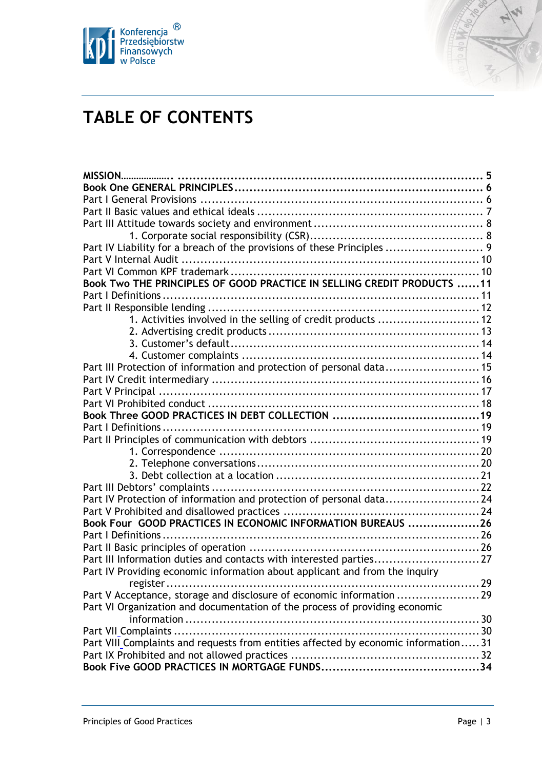# TABLE OF CONTENTS

**MISSION.................... 5**

**Book One GENERAL PRINCIPLES ... 6**

Part I General Provisions ... 6

Part II Basic values and ethical ideals ... 7

Part III Attitude towards society and environment ... 8

- 1. Corporate social responsibility (CSR) ... 8

Part IV Liability for a breach of the provisions of these Principles ... 9

Part V Internal Audit ... 10

Part VI Common KPF trademark ... 10

**Book Two THE PRINCIPLES OF GOOD PRACTICE IN SELLING CREDIT PRODUCTS ... 11**

Part I Definitions ... 11

Part II Responsible lending ... 12

- 1. Activities involved in the selling of credit products ... 12
- 2. Advertising credit products ... 13
- 3. Customer's default ... 14
- 4. Customer complaints ... 14

Part III Protection of information and protection of personal data ... 15

Part IV Credit intermediary ... 16

Part V Principal ... 17

Part VI Prohibited conduct ... 18

**Book Three GOOD PRACTICES IN DEBT COLLECTION ... 19**

Part I Definitions ... 19

Part II Principles of communication with debtors ... 19

- 1. Correspondence ... 20
- 2. Telephone conversations ... 20
- 3. Debt collection at a location ... 21

Part III Debtors' complaints ... 22

Part IV Protection of information and protection of personal data ... 24

Part V Prohibited and disallowed practices ... 24

**Book Four GOOD PRACTICES IN ECONOMIC INFORMATION BUREAUS ... 26**

Part I Definitions ... 26

Part II Basic principles of operation ... 26

Part III Information duties and contacts with interested parties ... 27

Part IV Providing economic information about applicant and from the inquiry register ... 29

Part V Acceptance, storage and disclosure of economic information ... 29

Part VI Organization and documentation of the process of providing economic information ... 30

Part VII Complaints ... 30

Part VIII Complaints and requests from entities affected by economic information ... 31

Part IX Prohibited and not allowed practices ... 32

**Book Five GOOD PRACTICES IN MORTGAGE FUNDS ... 34**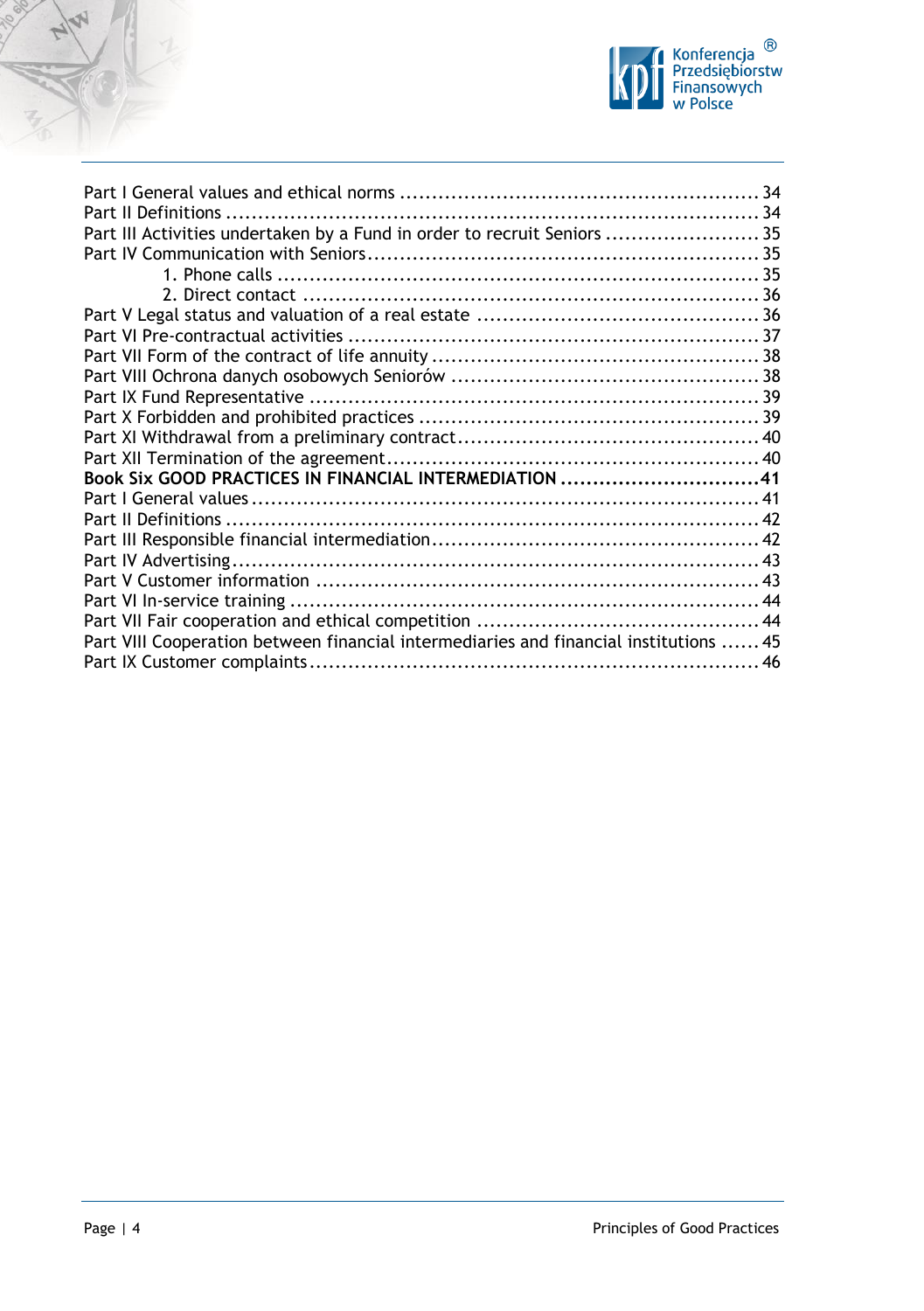Part I General values and ethical norms ........................................................ 34
Part II Definitions ................................................................................... 34
Part III Activities undertaken by a Fund in order to recruit Seniors ........................ 35
Part IV Communication with Seniors............................................................. 35
1. Phone calls ........................................................................... 35
2. Direct contact ....................................................................... 36
Part V Legal status and valuation of a real estate ............................................ 36
Part VI Pre-contractual activities ................................................................ 37
Part VII Form of the contract of life annuity ................................................... 38
Part VIII Ochrona danych osobowych Seniorów ................................................ 38
Part IX Fund Representative ...................................................................... 39
Part X Forbidden and prohibited practices ..................................................... 39
Part XI Withdrawal from a preliminary contract............................................... 40
Part XII Termination of the agreement.......................................................... 40
**Book Six GOOD PRACTICES IN FINANCIAL INTERMEDIATION ...............................41**
Part I General values............................................................................... 41
Part II Definitions ................................................................................... 42
Part III Responsible financial intermediation................................................... 42
Part IV Advertising.................................................................................. 43
Part V Customer information ..................................................................... 43
Part VI In-service training ......................................................................... 44
Part VII Fair cooperation and ethical competition ............................................ 44
Part VIII Cooperation between financial intermediaries and financial institutions ...... 45
Part IX Customer complaints...................................................................... 46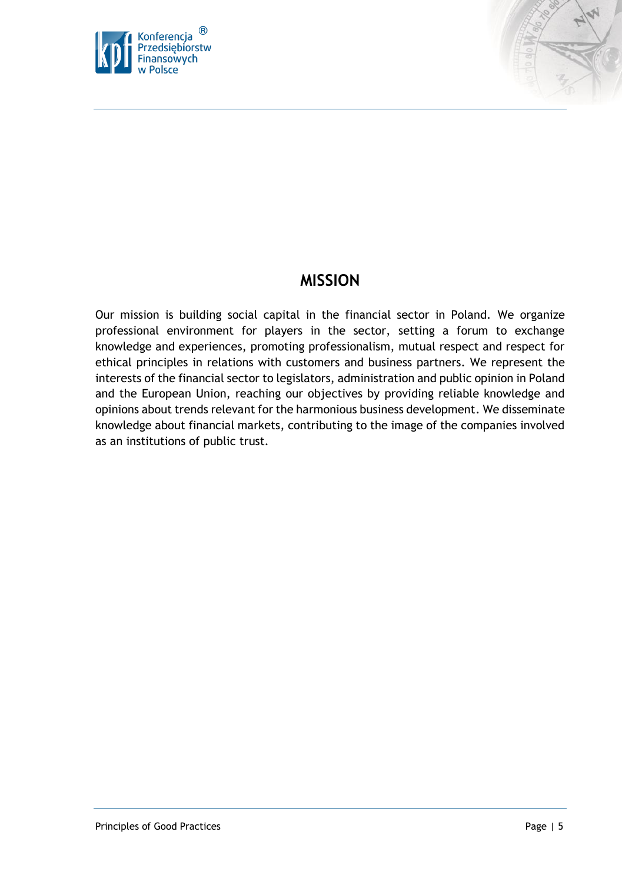## MISSION

Our mission is building social capital in the financial sector in Poland. We organize professional environment for players in the sector, setting a forum to exchange knowledge and experiences, promoting professionalism, mutual respect and respect for ethical principles in relations with customers and business partners. We represent the interests of the financial sector to legislators, administration and public opinion in Poland and the European Union, reaching our objectives by providing reliable knowledge and opinions about trends relevant for the harmonious business development. We disseminate knowledge about financial markets, contributing to the image of the companies involved as an institutions of public trust.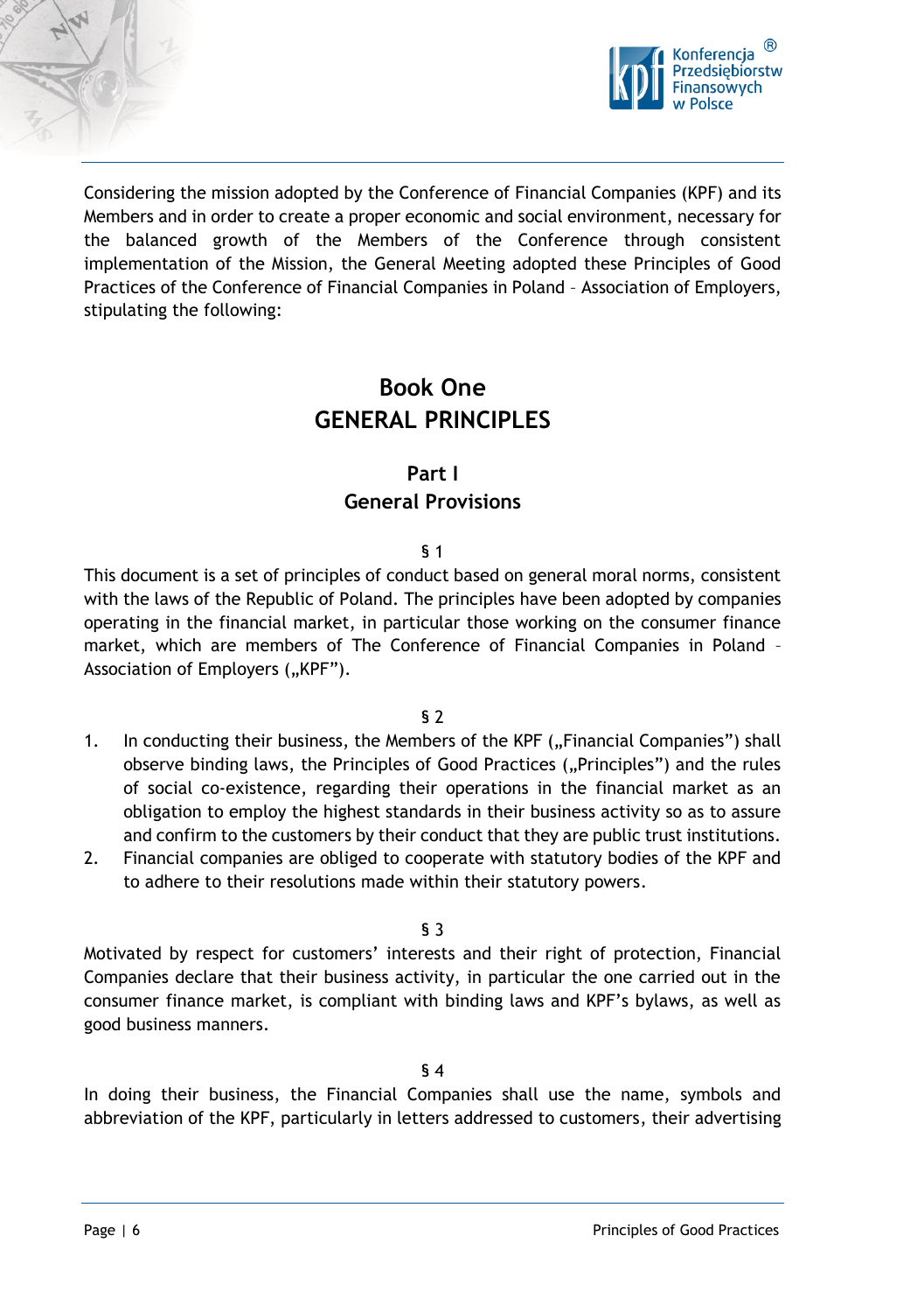Considering the mission adopted by the Conference of Financial Companies (KPF) and its Members and in order to create a proper economic and social environment, necessary for the balanced growth of the Members of the Conference through consistent implementation of the Mission, the General Meeting adopted these Principles of Good Practices of the Conference of Financial Companies in Poland – Association of Employers, stipulating the following:

# Book One
# GENERAL PRINCIPLES

## Part I
## General Provisions

§ 1

This document is a set of principles of conduct based on general moral norms, consistent with the laws of the Republic of Poland. The principles have been adopted by companies operating in the financial market, in particular those working on the consumer finance market, which are members of The Conference of Financial Companies in Poland – Association of Employers („KPF").

§ 2

1. In conducting their business, the Members of the KPF („Financial Companies") shall observe binding laws, the Principles of Good Practices („Principles") and the rules of social co-existence, regarding their operations in the financial market as an obligation to employ the highest standards in their business activity so as to assure and confirm to the customers by their conduct that they are public trust institutions.
2. Financial companies are obliged to cooperate with statutory bodies of the KPF and to adhere to their resolutions made within their statutory powers.

§ 3

Motivated by respect for customers' interests and their right of protection, Financial Companies declare that their business activity, in particular the one carried out in the consumer finance market, is compliant with binding laws and KPF's bylaws, as well as good business manners.

§ 4

In doing their business, the Financial Companies shall use the name, symbols and abbreviation of the KPF, particularly in letters addressed to customers, their advertising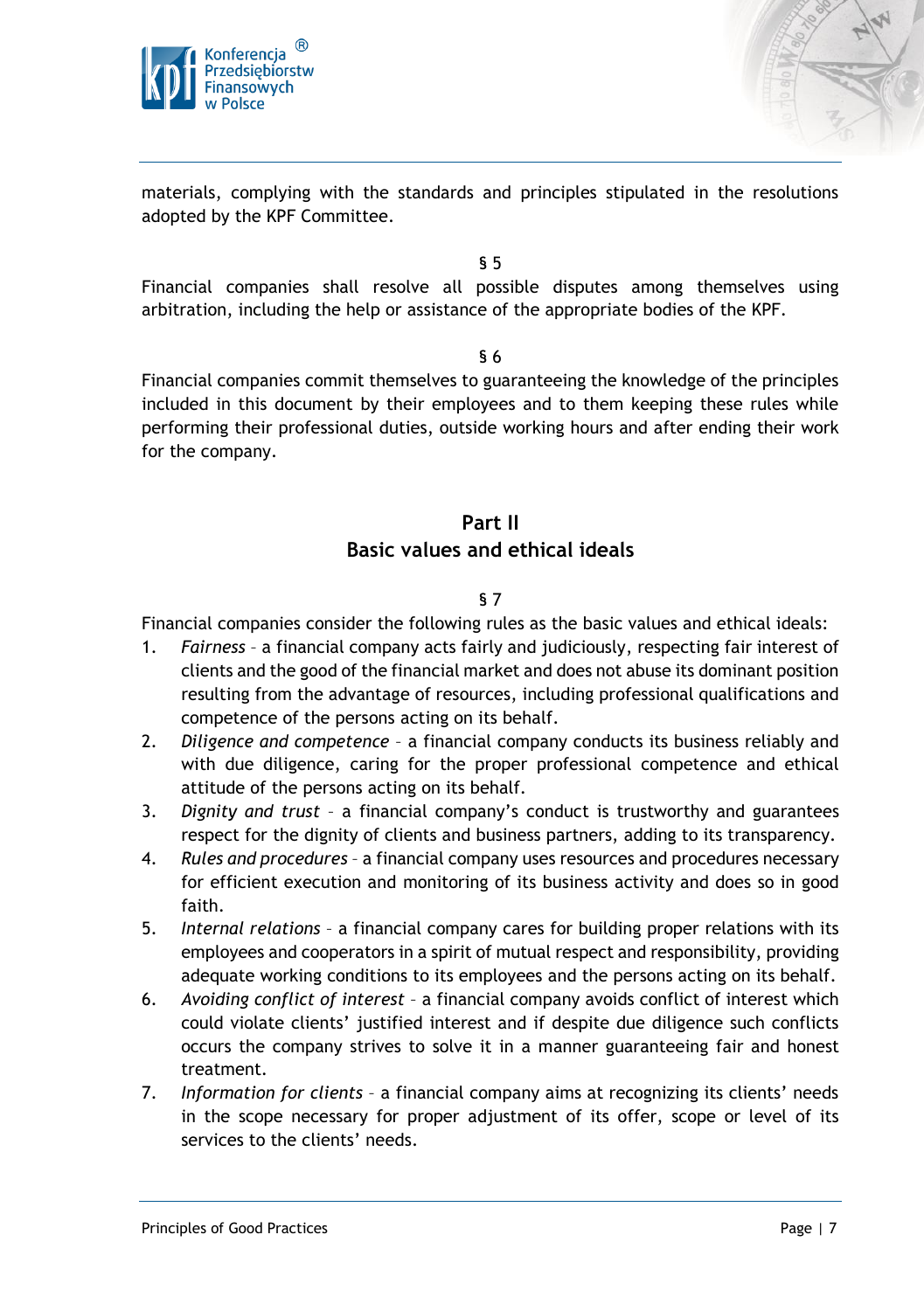materials, complying with the standards and principles stipulated in the resolutions adopted by the KPF Committee.

§ 5

Financial companies shall resolve all possible disputes among themselves using arbitration, including the help or assistance of the appropriate bodies of the KPF.

§ 6

Financial companies commit themselves to guaranteeing the knowledge of the principles included in this document by their employees and to them keeping these rules while performing their professional duties, outside working hours and after ending their work for the company.

## Part II
## Basic values and ethical ideals

§ 7

Financial companies consider the following rules as the basic values and ethical ideals:

1. *Fairness* – a financial company acts fairly and judiciously, respecting fair interest of clients and the good of the financial market and does not abuse its dominant position resulting from the advantage of resources, including professional qualifications and competence of the persons acting on its behalf.
2. *Diligence and competence* – a financial company conducts its business reliably and with due diligence, caring for the proper professional competence and ethical attitude of the persons acting on its behalf.
3. *Dignity and trust* – a financial company's conduct is trustworthy and guarantees respect for the dignity of clients and business partners, adding to its transparency.
4. *Rules and procedures* – a financial company uses resources and procedures necessary for efficient execution and monitoring of its business activity and does so in good faith.
5. *Internal relations* – a financial company cares for building proper relations with its employees and cooperators in a spirit of mutual respect and responsibility, providing adequate working conditions to its employees and the persons acting on its behalf.
6. *Avoiding conflict of interest* – a financial company avoids conflict of interest which could violate clients' justified interest and if despite due diligence such conflicts occurs the company strives to solve it in a manner guaranteeing fair and honest treatment.
7. *Information for clients* – a financial company aims at recognizing its clients' needs in the scope necessary for proper adjustment of its offer, scope or level of its services to the clients' needs.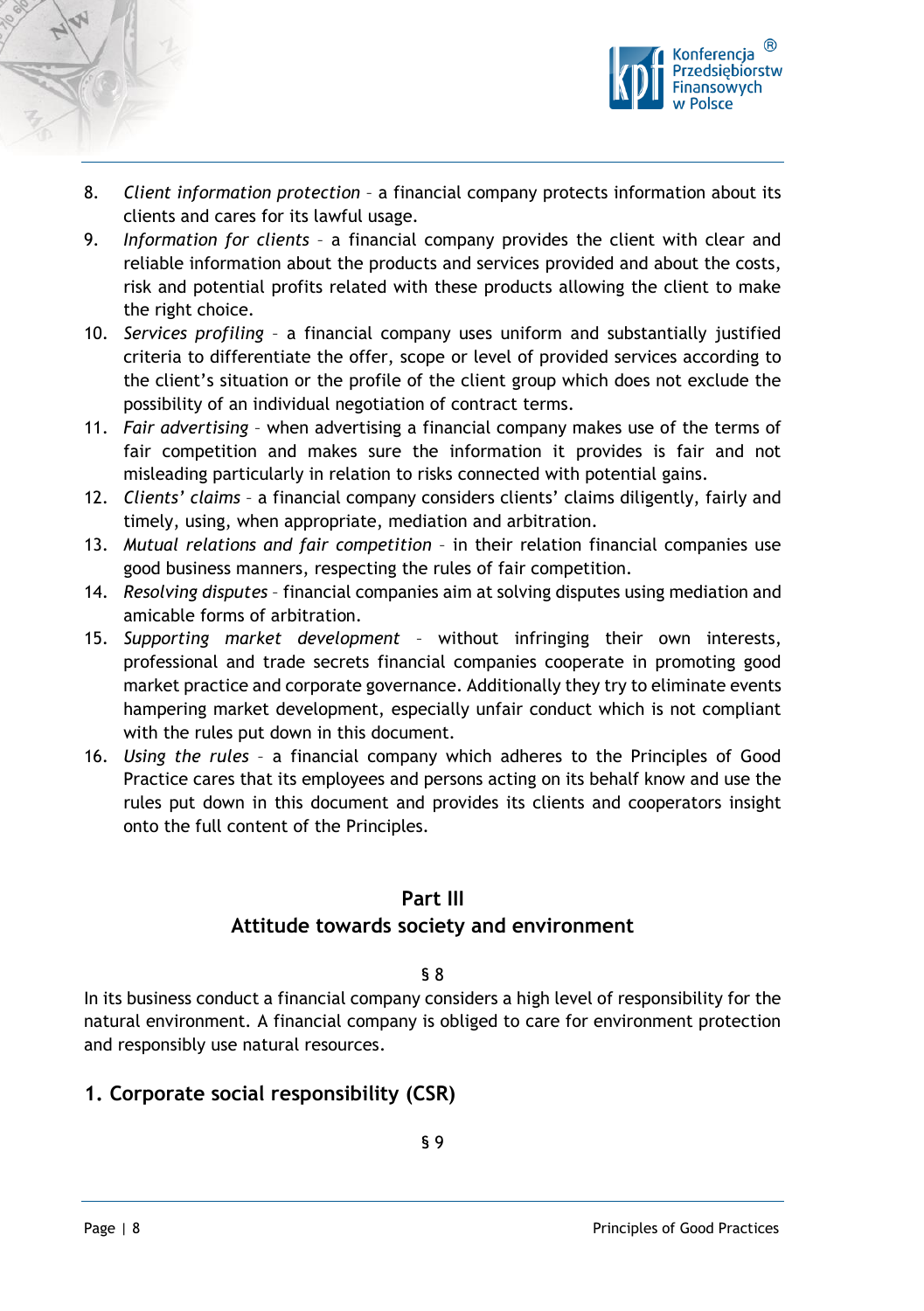8. *Client information protection* – a financial company protects information about its clients and cares for its lawful usage.
9. *Information for clients* – a financial company provides the client with clear and reliable information about the products and services provided and about the costs, risk and potential profits related with these products allowing the client to make the right choice.
10. *Services profiling* – a financial company uses uniform and substantially justified criteria to differentiate the offer, scope or level of provided services according to the client's situation or the profile of the client group which does not exclude the possibility of an individual negotiation of contract terms.
11. *Fair advertising* – when advertising a financial company makes use of the terms of fair competition and makes sure the information it provides is fair and not misleading particularly in relation to risks connected with potential gains.
12. *Clients' claims* – a financial company considers clients' claims diligently, fairly and timely, using, when appropriate, mediation and arbitration.
13. *Mutual relations and fair competition* – in their relation financial companies use good business manners, respecting the rules of fair competition.
14. *Resolving disputes* – financial companies aim at solving disputes using mediation and amicable forms of arbitration.
15. *Supporting market development* – without infringing their own interests, professional and trade secrets financial companies cooperate in promoting good market practice and corporate governance. Additionally they try to eliminate events hampering market development, especially unfair conduct which is not compliant with the rules put down in this document.
16. *Using the rules* – a financial company which adheres to the Principles of Good Practice cares that its employees and persons acting on its behalf know and use the rules put down in this document and provides its clients and cooperators insight onto the full content of the Principles.

## Part III
## Attitude towards society and environment

§ 8

In its business conduct a financial company considers a high level of responsibility for the natural environment. A financial company is obliged to care for environment protection and responsibly use natural resources.

### 1. Corporate social responsibility (CSR)

§ 9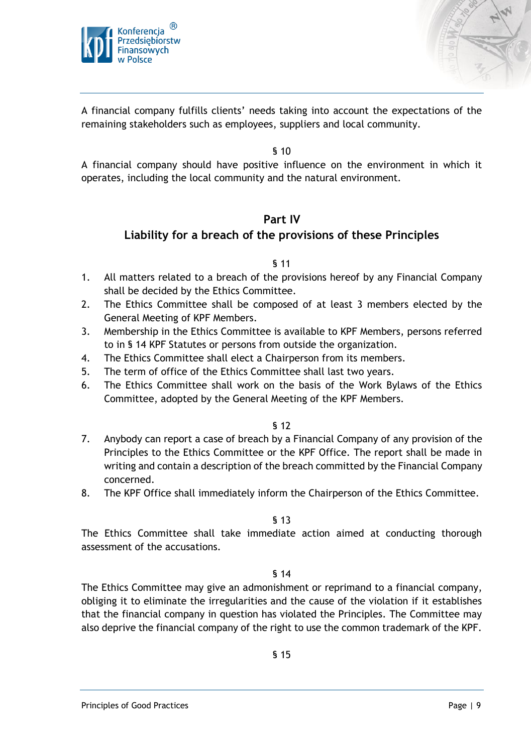A financial company fulfills clients' needs taking into account the expectations of the remaining stakeholders such as employees, suppliers and local community.

§ 10

A financial company should have positive influence on the environment in which it operates, including the local community and the natural environment.

## Part IV
## Liability for a breach of the provisions of these Principles

§ 11

1. All matters related to a breach of the provisions hereof by any Financial Company shall be decided by the Ethics Committee.
2. The Ethics Committee shall be composed of at least 3 members elected by the General Meeting of KPF Members.
3. Membership in the Ethics Committee is available to KPF Members, persons referred to in § 14 KPF Statutes or persons from outside the organization.
4. The Ethics Committee shall elect a Chairperson from its members.
5. The term of office of the Ethics Committee shall last two years.
6. The Ethics Committee shall work on the basis of the Work Bylaws of the Ethics Committee, adopted by the General Meeting of the KPF Members.

§ 12

7. Anybody can report a case of breach by a Financial Company of any provision of the Principles to the Ethics Committee or the KPF Office. The report shall be made in writing and contain a description of the breach committed by the Financial Company concerned.
8. The KPF Office shall immediately inform the Chairperson of the Ethics Committee.

§ 13

The Ethics Committee shall take immediate action aimed at conducting thorough assessment of the accusations.

§ 14

The Ethics Committee may give an admonishment or reprimand to a financial company, obliging it to eliminate the irregularities and the cause of the violation if it establishes that the financial company in question has violated the Principles. The Committee may also deprive the financial company of the right to use the common trademark of the KPF.

§ 15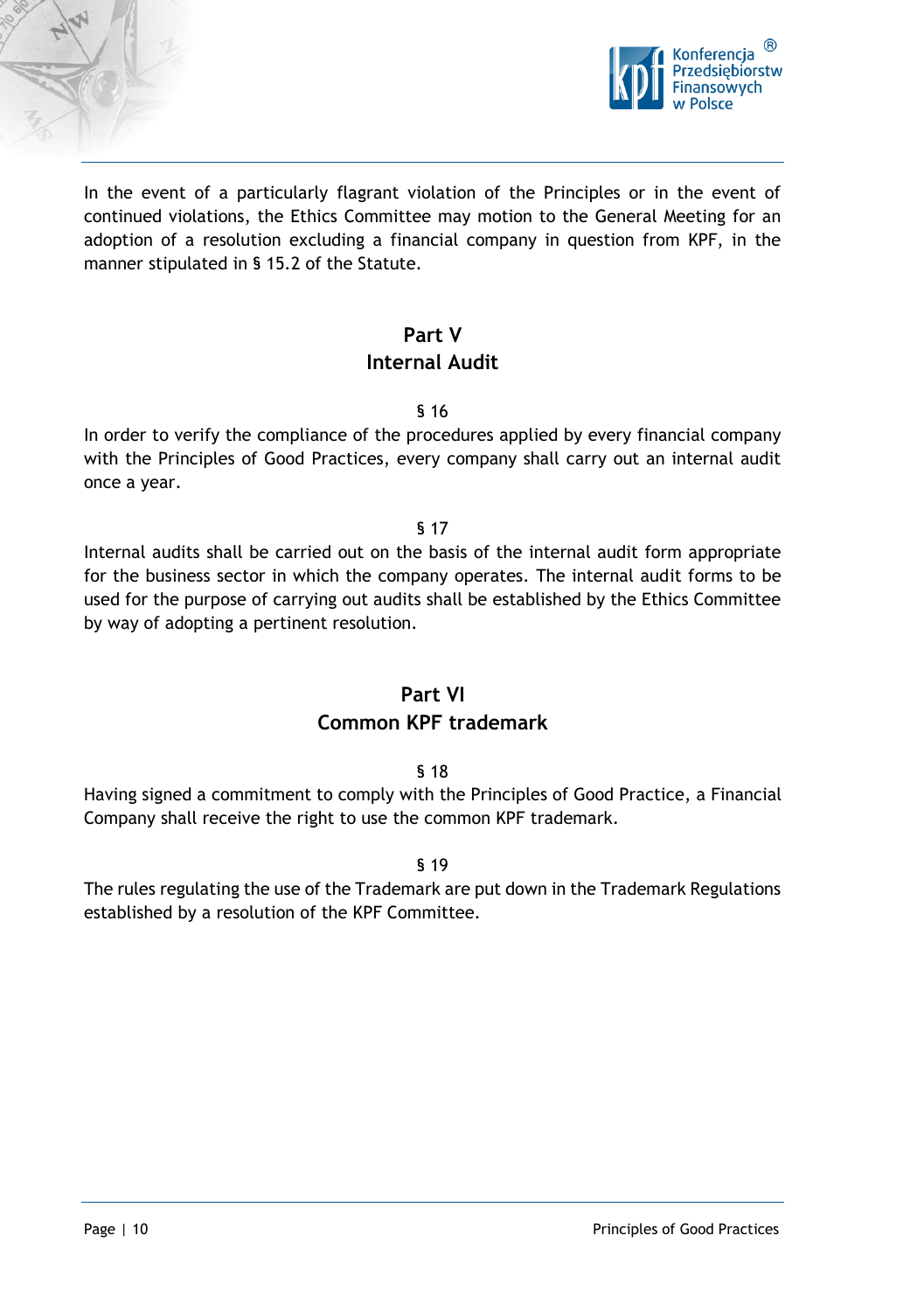In the event of a particularly flagrant violation of the Principles or in the event of continued violations, the Ethics Committee may motion to the General Meeting for an adoption of a resolution excluding a financial company in question from KPF, in the manner stipulated in § 15.2 of the Statute.

## Part V
## Internal Audit

§ 16

In order to verify the compliance of the procedures applied by every financial company with the Principles of Good Practices, every company shall carry out an internal audit once a year.

§ 17

Internal audits shall be carried out on the basis of the internal audit form appropriate for the business sector in which the company operates. The internal audit forms to be used for the purpose of carrying out audits shall be established by the Ethics Committee by way of adopting a pertinent resolution.

## Part VI
## Common KPF trademark

§ 18

Having signed a commitment to comply with the Principles of Good Practice, a Financial Company shall receive the right to use the common KPF trademark.

§ 19

The rules regulating the use of the Trademark are put down in the Trademark Regulations established by a resolution of the KPF Committee.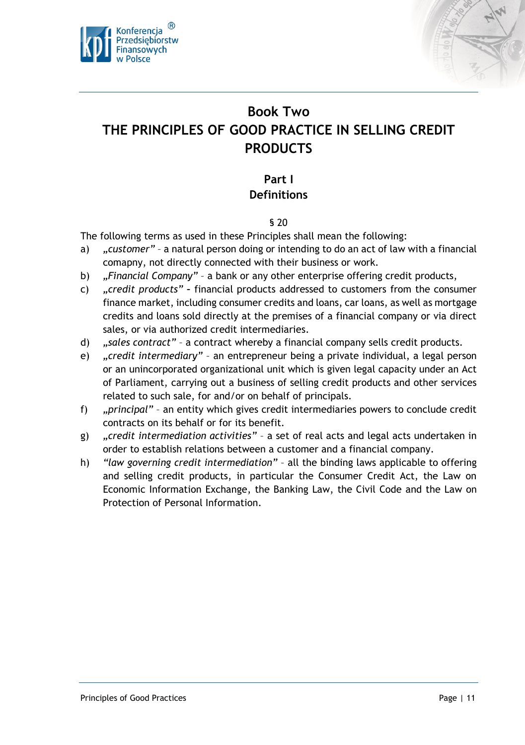# Book Two
# THE PRINCIPLES OF GOOD PRACTICE IN SELLING CREDIT PRODUCTS

## Part I
## Definitions

§ 20

The following terms as used in these Principles shall mean the following:

a) *„customer"* – a natural person doing or intending to do an act of law with a financial comapny, not directly connected with their business or work.

b) *„Financial Company"* – a bank or any other enterprise offering credit products,

c) *„credit products"* – financial products addressed to customers from the consumer finance market, including consumer credits and loans, car loans, as well as mortgage credits and loans sold directly at the premises of a financial company or via direct sales, or via authorized credit intermediaries.

d) *„sales contract"* – a contract whereby a financial company sells credit products.

e) *„credit intermediary"* – an entrepreneur being a private individual, a legal person or an unincorporated organizational unit which is given legal capacity under an Act of Parliament, carrying out a business of selling credit products and other services related to such sale, for and/or on behalf of principals.

f) *„principal"* – an entity which gives credit intermediaries powers to conclude credit contracts on its behalf or for its benefit.

g) *„credit intermediation activities"* – a set of real acts and legal acts undertaken in order to establish relations between a customer and a financial company.

h) *"law governing credit intermediation"* – all the binding laws applicable to offering and selling credit products, in particular the Consumer Credit Act, the Law on Economic Information Exchange, the Banking Law, the Civil Code and the Law on Protection of Personal Information.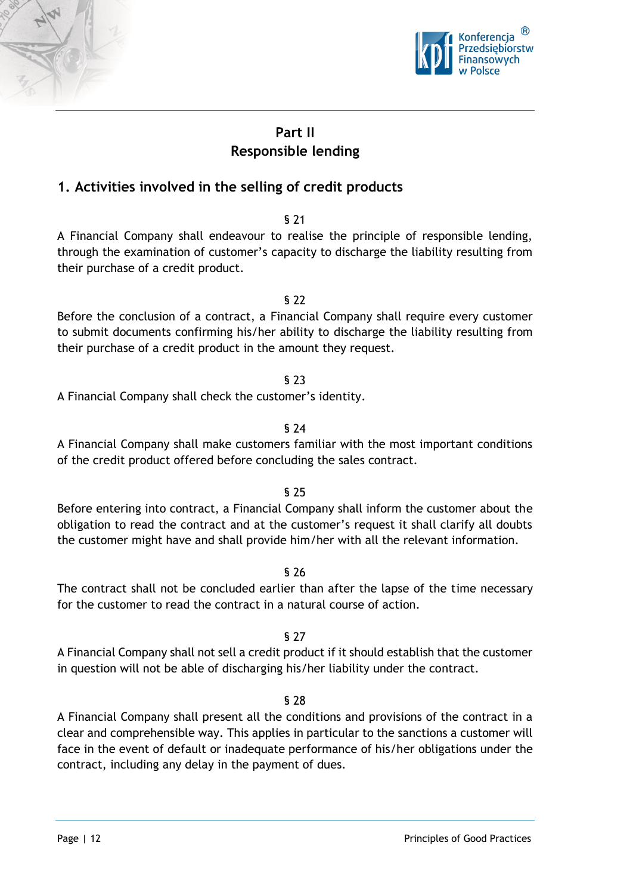# Part II
# Responsible lending

## 1. Activities involved in the selling of credit products

§ 21

A Financial Company shall endeavour to realise the principle of responsible lending, through the examination of customer's capacity to discharge the liability resulting from their purchase of a credit product.

§ 22

Before the conclusion of a contract, a Financial Company shall require every customer to submit documents confirming his/her ability to discharge the liability resulting from their purchase of a credit product in the amount they request.

§ 23

A Financial Company shall check the customer's identity.

§ 24

A Financial Company shall make customers familiar with the most important conditions of the credit product offered before concluding the sales contract.

§ 25

Before entering into contract, a Financial Company shall inform the customer about the obligation to read the contract and at the customer's request it shall clarify all doubts the customer might have and shall provide him/her with all the relevant information.

§ 26

The contract shall not be concluded earlier than after the lapse of the time necessary for the customer to read the contract in a natural course of action.

§ 27

A Financial Company shall not sell a credit product if it should establish that the customer in question will not be able of discharging his/her liability under the contract.

§ 28

A Financial Company shall present all the conditions and provisions of the contract in a clear and comprehensible way. This applies in particular to the sanctions a customer will face in the event of default or inadequate performance of his/her obligations under the contract, including any delay in the payment of dues.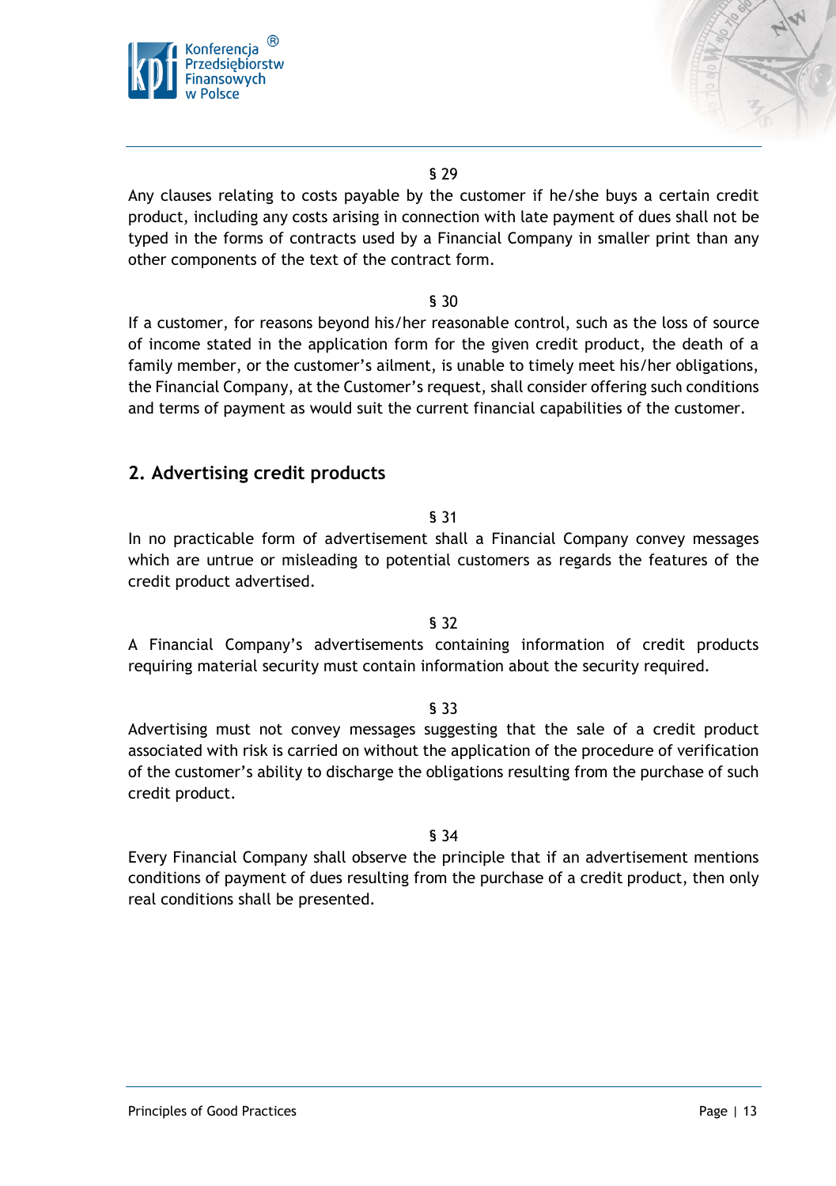§ 29

Any clauses relating to costs payable by the customer if he/she buys a certain credit product, including any costs arising in connection with late payment of dues shall not be typed in the forms of contracts used by a Financial Company in smaller print than any other components of the text of the contract form.

§ 30

If a customer, for reasons beyond his/her reasonable control, such as the loss of source of income stated in the application form for the given credit product, the death of a family member, or the customer's ailment, is unable to timely meet his/her obligations, the Financial Company, at the Customer's request, shall consider offering such conditions and terms of payment as would suit the current financial capabilities of the customer.

## 2. Advertising credit products

§ 31

In no practicable form of advertisement shall a Financial Company convey messages which are untrue or misleading to potential customers as regards the features of the credit product advertised.

§ 32

A Financial Company's advertisements containing information of credit products requiring material security must contain information about the security required.

§ 33

Advertising must not convey messages suggesting that the sale of a credit product associated with risk is carried on without the application of the procedure of verification of the customer's ability to discharge the obligations resulting from the purchase of such credit product.

§ 34

Every Financial Company shall observe the principle that if an advertisement mentions conditions of payment of dues resulting from the purchase of a credit product, then only real conditions shall be presented.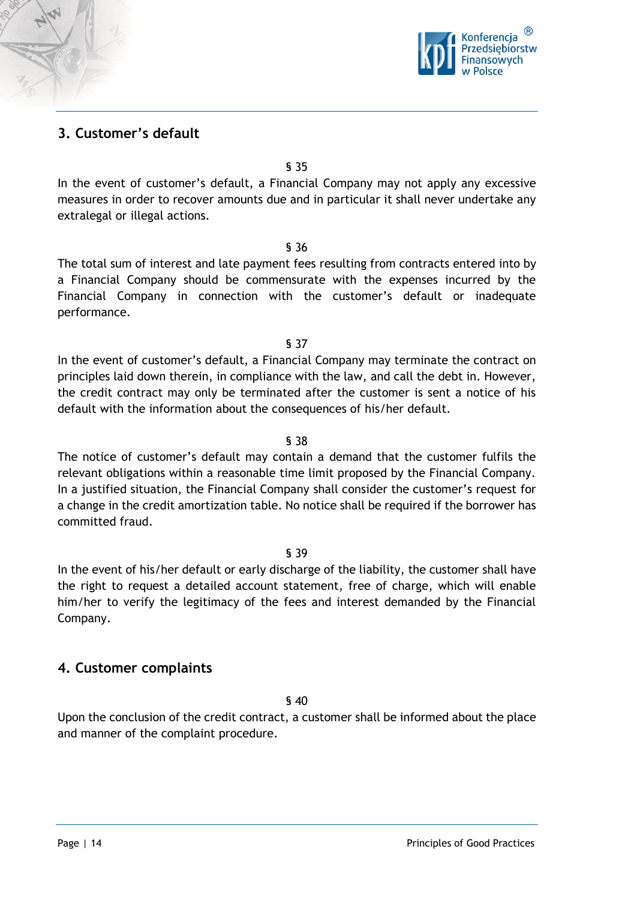## 3. Customer's default

§ 35

In the event of customer's default, a Financial Company may not apply any excessive measures in order to recover amounts due and in particular it shall never undertake any extralegal or illegal actions.

§ 36

The total sum of interest and late payment fees resulting from contracts entered into by a Financial Company should be commensurate with the expenses incurred by the Financial Company in connection with the customer's default or inadequate performance.

§ 37

In the event of customer's default, a Financial Company may terminate the contract on principles laid down therein, in compliance with the law, and call the debt in. However, the credit contract may only be terminated after the customer is sent a notice of his default with the information about the consequences of his/her default.

§ 38

The notice of customer's default may contain a demand that the customer fulfils the relevant obligations within a reasonable time limit proposed by the Financial Company. In a justified situation, the Financial Company shall consider the customer's request for a change in the credit amortization table. No notice shall be required if the borrower has committed fraud.

§ 39

In the event of his/her default or early discharge of the liability, the customer shall have the right to request a detailed account statement, free of charge, which will enable him/her to verify the legitimacy of the fees and interest demanded by the Financial Company.

## 4. Customer complaints

§ 40

Upon the conclusion of the credit contract, a customer shall be informed about the place and manner of the complaint procedure.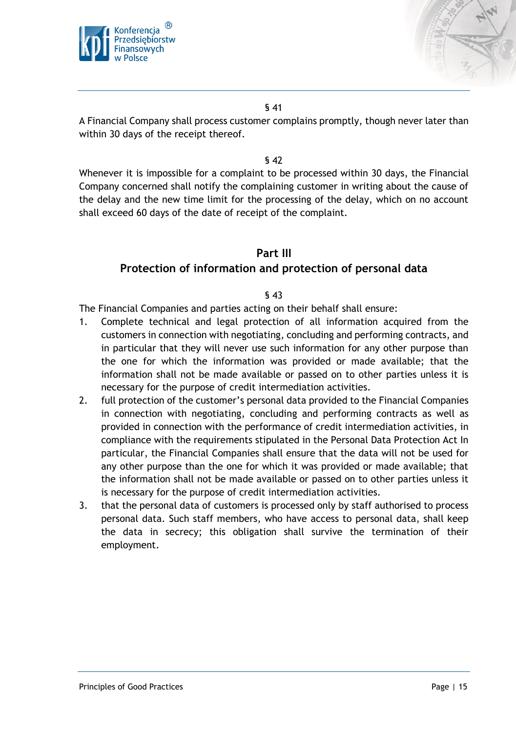§ 41

A Financial Company shall process customer complains promptly, though never later than within 30 days of the receipt thereof.

§ 42

Whenever it is impossible for a complaint to be processed within 30 days, the Financial Company concerned shall notify the complaining customer in writing about the cause of the delay and the new time limit for the processing of the delay, which on no account shall exceed 60 days of the date of receipt of the complaint.

## Part III
## Protection of information and protection of personal data

§ 43

The Financial Companies and parties acting on their behalf shall ensure:

1. Complete technical and legal protection of all information acquired from the customers in connection with negotiating, concluding and performing contracts, and in particular that they will never use such information for any other purpose than the one for which the information was provided or made available; that the information shall not be made available or passed on to other parties unless it is necessary for the purpose of credit intermediation activities.
2. full protection of the customer's personal data provided to the Financial Companies in connection with negotiating, concluding and performing contracts as well as provided in connection with the performance of credit intermediation activities, in compliance with the requirements stipulated in the Personal Data Protection Act In particular, the Financial Companies shall ensure that the data will not be used for any other purpose than the one for which it was provided or made available; that the information shall not be made available or passed on to other parties unless it is necessary for the purpose of credit intermediation activities.
3. that the personal data of customers is processed only by staff authorised to process personal data. Such staff members, who have access to personal data, shall keep the data in secrecy; this obligation shall survive the termination of their employment.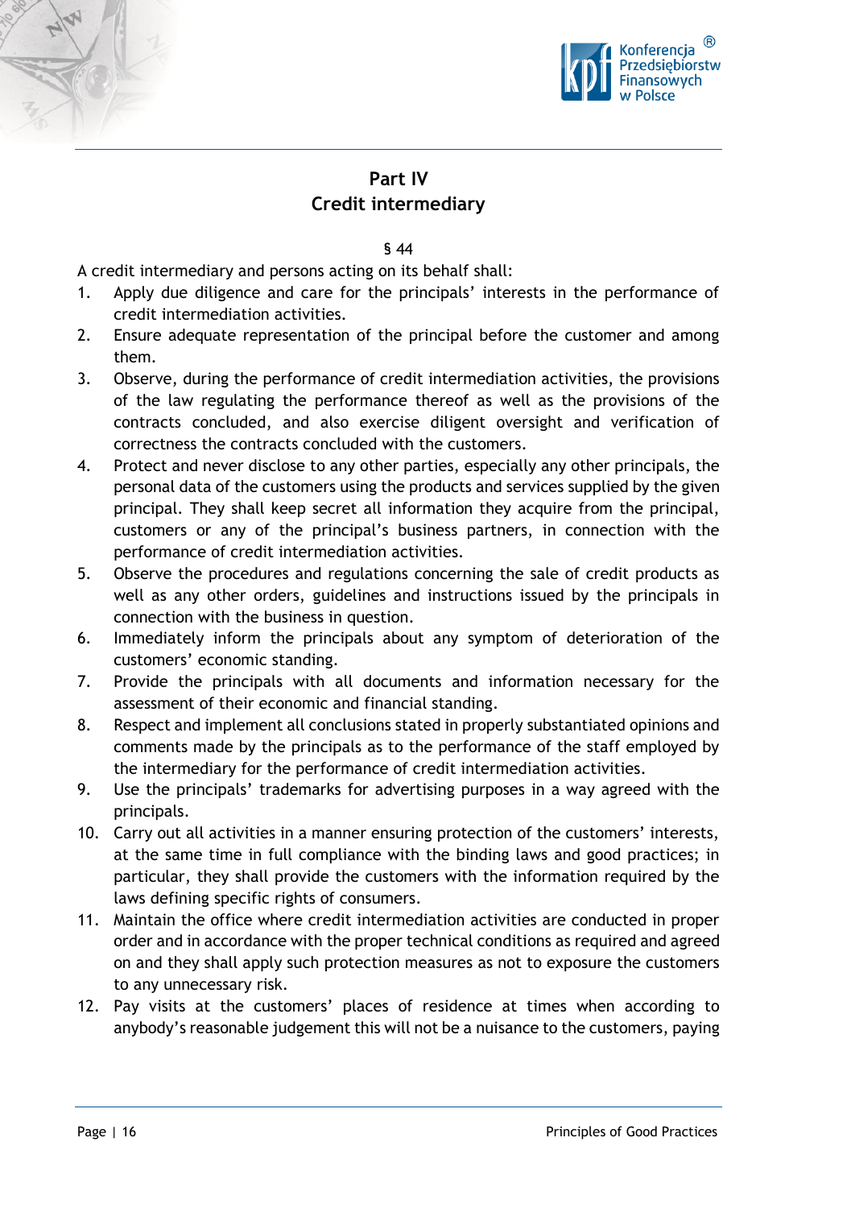## Part IV
## Credit intermediary

§ 44

A credit intermediary and persons acting on its behalf shall:

1. Apply due diligence and care for the principals' interests in the performance of credit intermediation activities.
2. Ensure adequate representation of the principal before the customer and among them.
3. Observe, during the performance of credit intermediation activities, the provisions of the law regulating the performance thereof as well as the provisions of the contracts concluded, and also exercise diligent oversight and verification of correctness the contracts concluded with the customers.
4. Protect and never disclose to any other parties, especially any other principals, the personal data of the customers using the products and services supplied by the given principal. They shall keep secret all information they acquire from the principal, customers or any of the principal's business partners, in connection with the performance of credit intermediation activities.
5. Observe the procedures and regulations concerning the sale of credit products as well as any other orders, guidelines and instructions issued by the principals in connection with the business in question.
6. Immediately inform the principals about any symptom of deterioration of the customers' economic standing.
7. Provide the principals with all documents and information necessary for the assessment of their economic and financial standing.
8. Respect and implement all conclusions stated in properly substantiated opinions and comments made by the principals as to the performance of the staff employed by the intermediary for the performance of credit intermediation activities.
9. Use the principals' trademarks for advertising purposes in a way agreed with the principals.
10. Carry out all activities in a manner ensuring protection of the customers' interests, at the same time in full compliance with the binding laws and good practices; in particular, they shall provide the customers with the information required by the laws defining specific rights of consumers.
11. Maintain the office where credit intermediation activities are conducted in proper order and in accordance with the proper technical conditions as required and agreed on and they shall apply such protection measures as not to exposure the customers to any unnecessary risk.
12. Pay visits at the customers' places of residence at times when according to anybody's reasonable judgement this will not be a nuisance to the customers, paying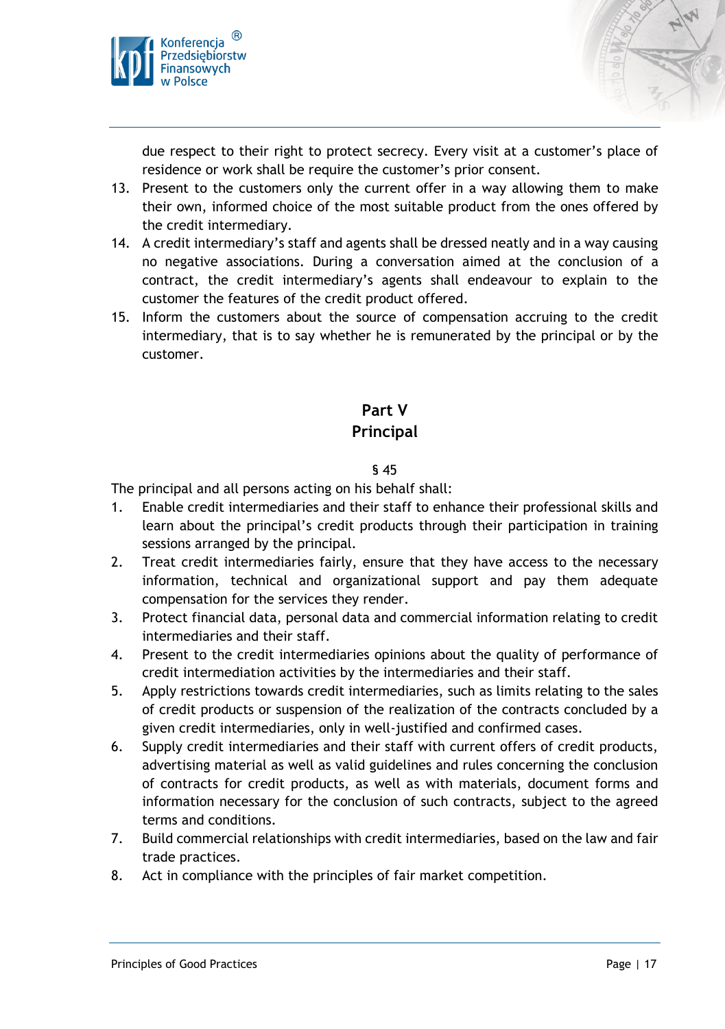due respect to their right to protect secrecy. Every visit at a customer's place of residence or work shall be require the customer's prior consent.

13. Present to the customers only the current offer in a way allowing them to make their own, informed choice of the most suitable product from the ones offered by the credit intermediary.
14. A credit intermediary's staff and agents shall be dressed neatly and in a way causing no negative associations. During a conversation aimed at the conclusion of a contract, the credit intermediary's agents shall endeavour to explain to the customer the features of the credit product offered.
15. Inform the customers about the source of compensation accruing to the credit intermediary, that is to say whether he is remunerated by the principal or by the customer.

## Part V
## Principal

§ 45

The principal and all persons acting on his behalf shall:

1. Enable credit intermediaries and their staff to enhance their professional skills and learn about the principal's credit products through their participation in training sessions arranged by the principal.
2. Treat credit intermediaries fairly, ensure that they have access to the necessary information, technical and organizational support and pay them adequate compensation for the services they render.
3. Protect financial data, personal data and commercial information relating to credit intermediaries and their staff.
4. Present to the credit intermediaries opinions about the quality of performance of credit intermediation activities by the intermediaries and their staff.
5. Apply restrictions towards credit intermediaries, such as limits relating to the sales of credit products or suspension of the realization of the contracts concluded by a given credit intermediaries, only in well-justified and confirmed cases.
6. Supply credit intermediaries and their staff with current offers of credit products, advertising material as well as valid guidelines and rules concerning the conclusion of contracts for credit products, as well as with materials, document forms and information necessary for the conclusion of such contracts, subject to the agreed terms and conditions.
7. Build commercial relationships with credit intermediaries, based on the law and fair trade practices.
8. Act in compliance with the principles of fair market competition.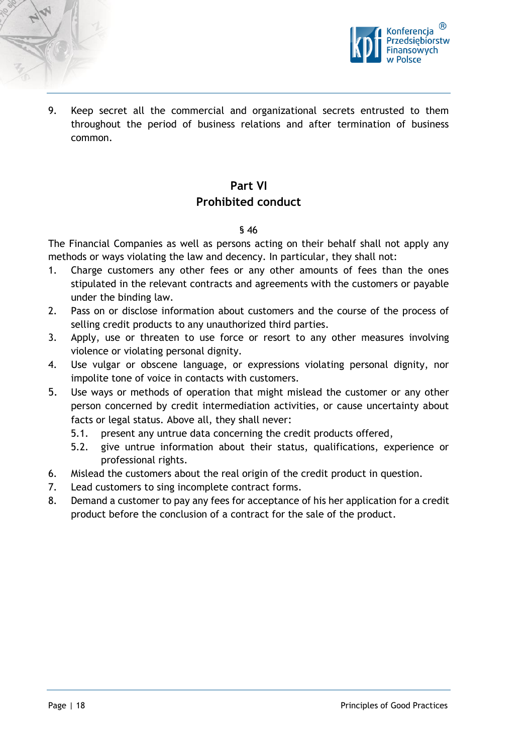9. Keep secret all the commercial and organizational secrets entrusted to them throughout the period of business relations and after termination of business common.

## Part VI
## Prohibited conduct

§ 46

The Financial Companies as well as persons acting on their behalf shall not apply any methods or ways violating the law and decency. In particular, they shall not:

1. Charge customers any other fees or any other amounts of fees than the ones stipulated in the relevant contracts and agreements with the customers or payable under the binding law.
2. Pass on or disclose information about customers and the course of the process of selling credit products to any unauthorized third parties.
3. Apply, use or threaten to use force or resort to any other measures involving violence or violating personal dignity.
4. Use vulgar or obscene language, or expressions violating personal dignity, nor impolite tone of voice in contacts with customers.
5. Use ways or methods of operation that might mislead the customer or any other person concerned by credit intermediation activities, or cause uncertainty about facts or legal status. Above all, they shall never:
    5.1. present any untrue data concerning the credit products offered,
    5.2. give untrue information about their status, qualifications, experience or professional rights.
6. Mislead the customers about the real origin of the credit product in question.
7. Lead customers to sing incomplete contract forms.
8. Demand a customer to pay any fees for acceptance of his her application for a credit product before the conclusion of a contract for the sale of the product.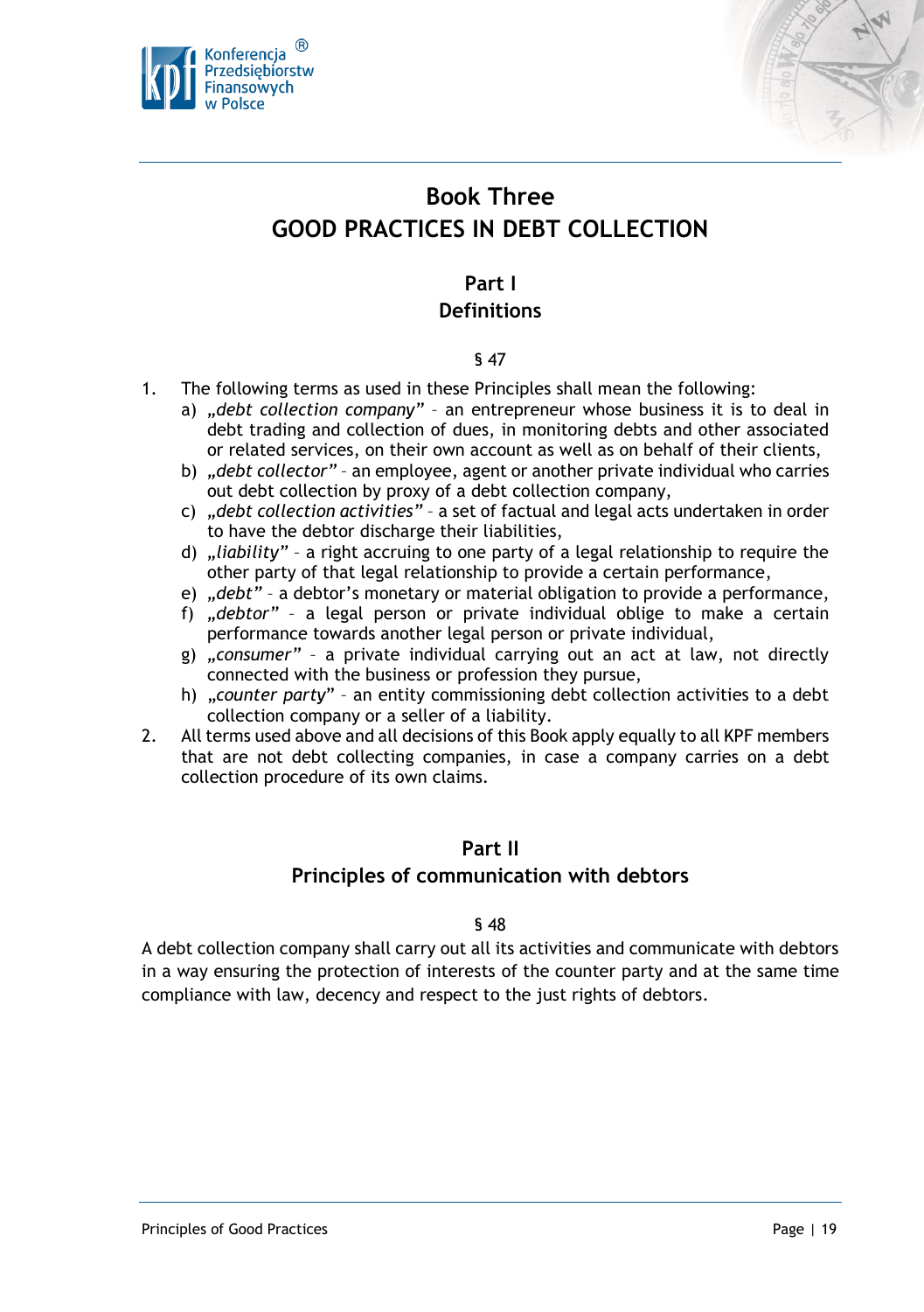# Book Three
# GOOD PRACTICES IN DEBT COLLECTION

## Part I
## Definitions

§ 47

1. The following terms as used in these Principles shall mean the following:
   a) *„debt collection company"* – an entrepreneur whose business it is to deal in debt trading and collection of dues, in monitoring debts and other associated or related services, on their own account as well as on behalf of their clients,
   b) *„debt collector"* – an employee, agent or another private individual who carries out debt collection by proxy of a debt collection company,
   c) *„debt collection activities"* – a set of factual and legal acts undertaken in order to have the debtor discharge their liabilities,
   d) *„liability"* – a right accruing to one party of a legal relationship to require the other party of that legal relationship to provide a certain performance,
   e) *„debt"* – a debtor's monetary or material obligation to provide a performance,
   f) *„debtor"* – a legal person or private individual oblige to make a certain performance towards another legal person or private individual,
   g) *„consumer"* – a private individual carrying out an act at law, not directly connected with the business or profession they pursue,
   h) *„counter party"* – an entity commissioning debt collection activities to a debt collection company or a seller of a liability.
2. All terms used above and all decisions of this Book apply equally to all KPF members that are not debt collecting companies, in case a company carries on a debt collection procedure of its own claims.

## Part II
## Principles of communication with debtors

§ 48

A debt collection company shall carry out all its activities and communicate with debtors in a way ensuring the protection of interests of the counter party and at the same time compliance with law, decency and respect to the just rights of debtors.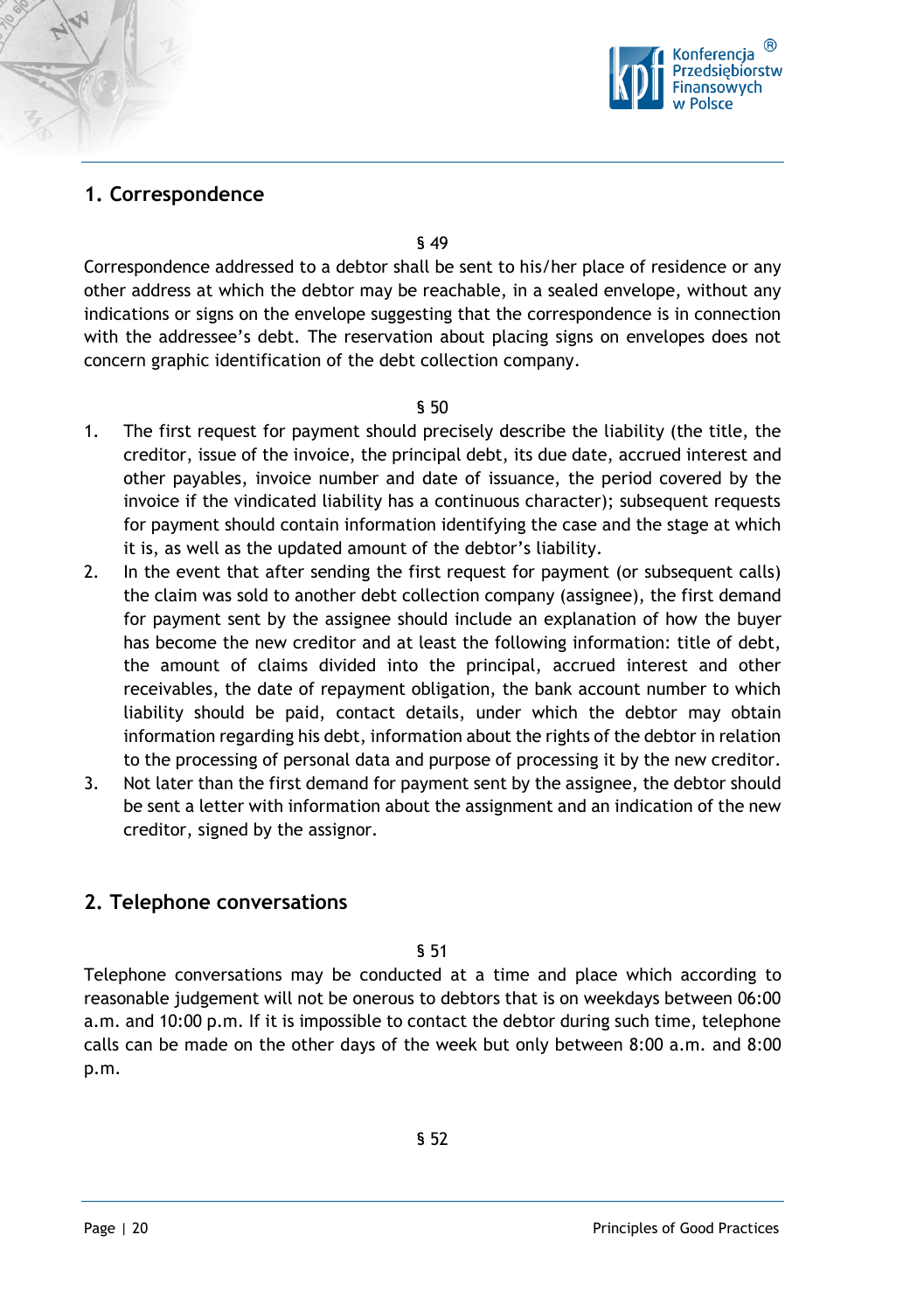## 1. Correspondence

§ 49

Correspondence addressed to a debtor shall be sent to his/her place of residence or any other address at which the debtor may be reachable, in a sealed envelope, without any indications or signs on the envelope suggesting that the correspondence is in connection with the addressee's debt. The reservation about placing signs on envelopes does not concern graphic identification of the debt collection company.

§ 50

1. The first request for payment should precisely describe the liability (the title, the creditor, issue of the invoice, the principal debt, its due date, accrued interest and other payables, invoice number and date of issuance, the period covered by the invoice if the vindicated liability has a continuous character); subsequent requests for payment should contain information identifying the case and the stage at which it is, as well as the updated amount of the debtor's liability.
2. In the event that after sending the first request for payment (or subsequent calls) the claim was sold to another debt collection company (assignee), the first demand for payment sent by the assignee should include an explanation of how the buyer has become the new creditor and at least the following information: title of debt, the amount of claims divided into the principal, accrued interest and other receivables, the date of repayment obligation, the bank account number to which liability should be paid, contact details, under which the debtor may obtain information regarding his debt, information about the rights of the debtor in relation to the processing of personal data and purpose of processing it by the new creditor.
3. Not later than the first demand for payment sent by the assignee, the debtor should be sent a letter with information about the assignment and an indication of the new creditor, signed by the assignor.

## 2. Telephone conversations

§ 51

Telephone conversations may be conducted at a time and place which according to reasonable judgement will not be onerous to debtors that is on weekdays between 06:00 a.m. and 10:00 p.m. If it is impossible to contact the debtor during such time, telephone calls can be made on the other days of the week but only between 8:00 a.m. and 8:00 p.m.

§ 52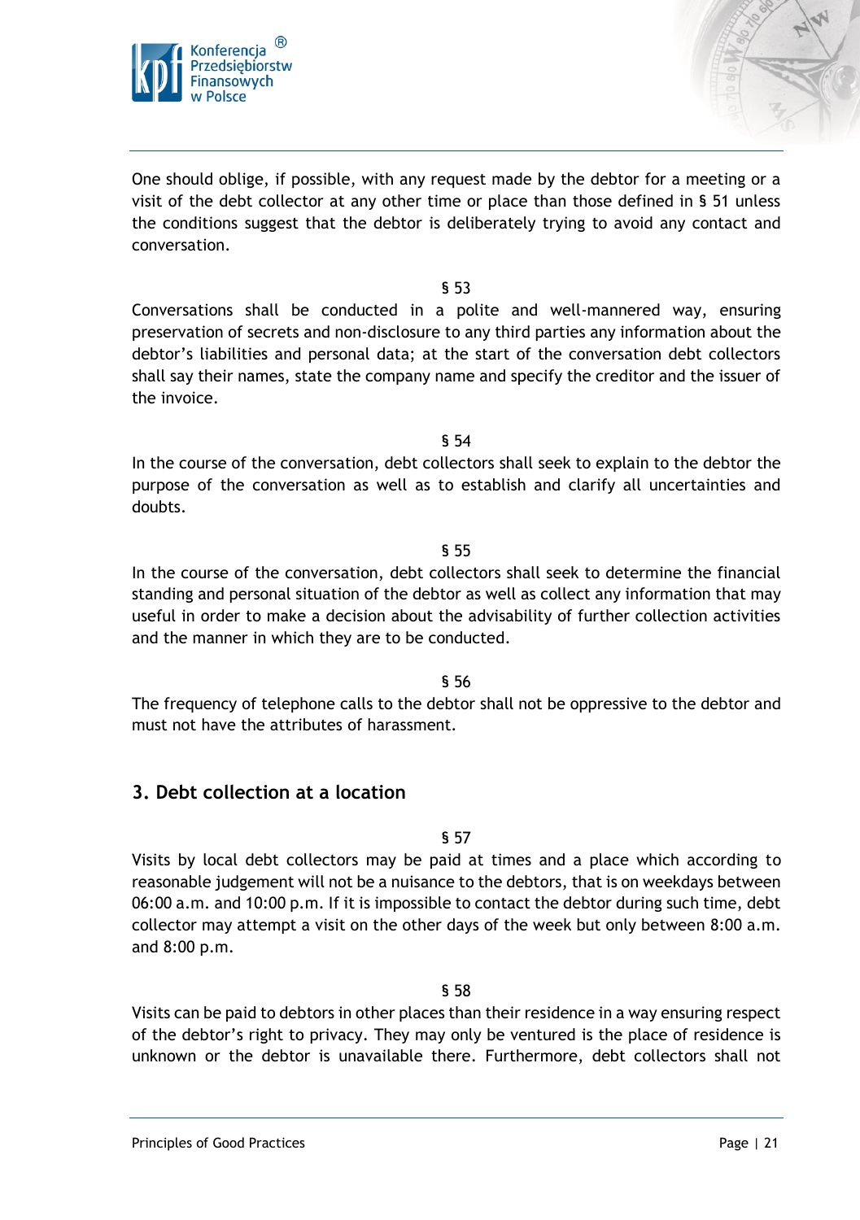One should oblige, if possible, with any request made by the debtor for a meeting or a visit of the debt collector at any other time or place than those defined in § 51 unless the conditions suggest that the debtor is deliberately trying to avoid any contact and conversation.

§ 53

Conversations shall be conducted in a polite and well-mannered way, ensuring preservation of secrets and non-disclosure to any third parties any information about the debtor's liabilities and personal data; at the start of the conversation debt collectors shall say their names, state the company name and specify the creditor and the issuer of the invoice.

§ 54

In the course of the conversation, debt collectors shall seek to explain to the debtor the purpose of the conversation as well as to establish and clarify all uncertainties and doubts.

§ 55

In the course of the conversation, debt collectors shall seek to determine the financial standing and personal situation of the debtor as well as collect any information that may useful in order to make a decision about the advisability of further collection activities and the manner in which they are to be conducted.

§ 56

The frequency of telephone calls to the debtor shall not be oppressive to the debtor and must not have the attributes of harassment.

## 3. Debt collection at a location

§ 57

Visits by local debt collectors may be paid at times and a place which according to reasonable judgement will not be a nuisance to the debtors, that is on weekdays between 06:00 a.m. and 10:00 p.m. If it is impossible to contact the debtor during such time, debt collector may attempt a visit on the other days of the week but only between 8:00 a.m. and 8:00 p.m.

§ 58

Visits can be paid to debtors in other places than their residence in a way ensuring respect of the debtor's right to privacy. They may only be ventured is the place of residence is unknown or the debtor is unavailable there. Furthermore, debt collectors shall not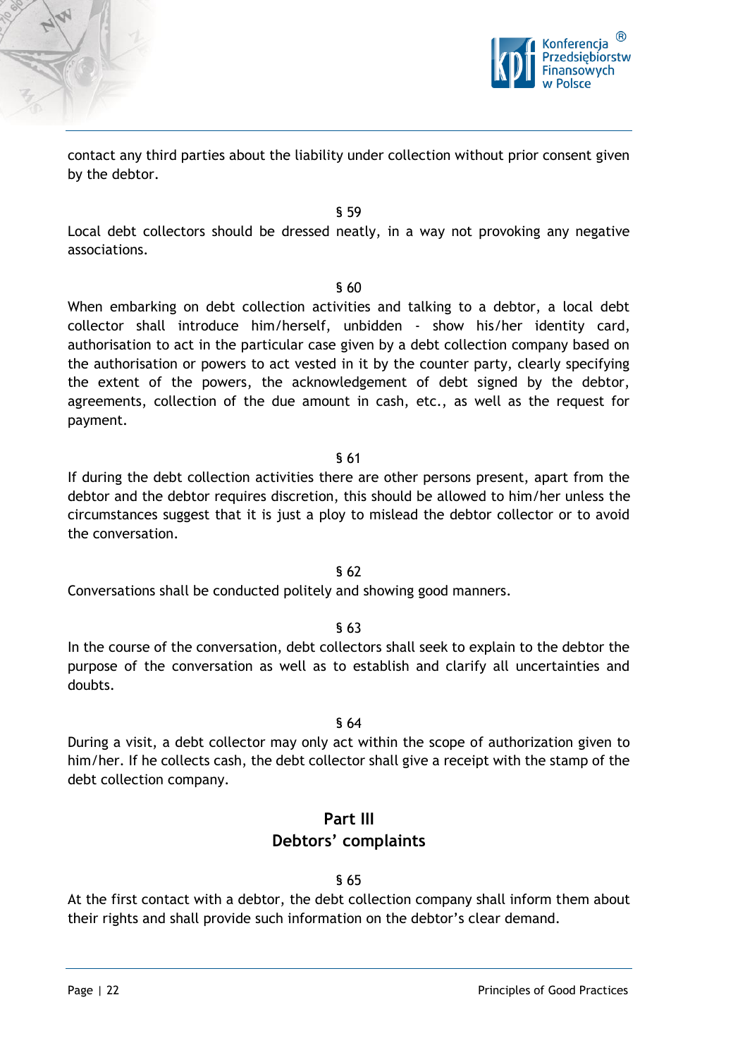contact any third parties about the liability under collection without prior consent given by the debtor.

§ 59

Local debt collectors should be dressed neatly, in a way not provoking any negative associations.

§ 60

When embarking on debt collection activities and talking to a debtor, a local debt collector shall introduce him/herself, unbidden - show his/her identity card, authorisation to act in the particular case given by a debt collection company based on the authorisation or powers to act vested in it by the counter party, clearly specifying the extent of the powers, the acknowledgement of debt signed by the debtor, agreements, collection of the due amount in cash, etc., as well as the request for payment.

§ 61

If during the debt collection activities there are other persons present, apart from the debtor and the debtor requires discretion, this should be allowed to him/her unless the circumstances suggest that it is just a ploy to mislead the debtor collector or to avoid the conversation.

§ 62

Conversations shall be conducted politely and showing good manners.

§ 63

In the course of the conversation, debt collectors shall seek to explain to the debtor the purpose of the conversation as well as to establish and clarify all uncertainties and doubts.

§ 64

During a visit, a debt collector may only act within the scope of authorization given to him/her. If he collects cash, the debt collector shall give a receipt with the stamp of the debt collection company.

## Part III
## Debtors' complaints

§ 65

At the first contact with a debtor, the debt collection company shall inform them about their rights and shall provide such information on the debtor's clear demand.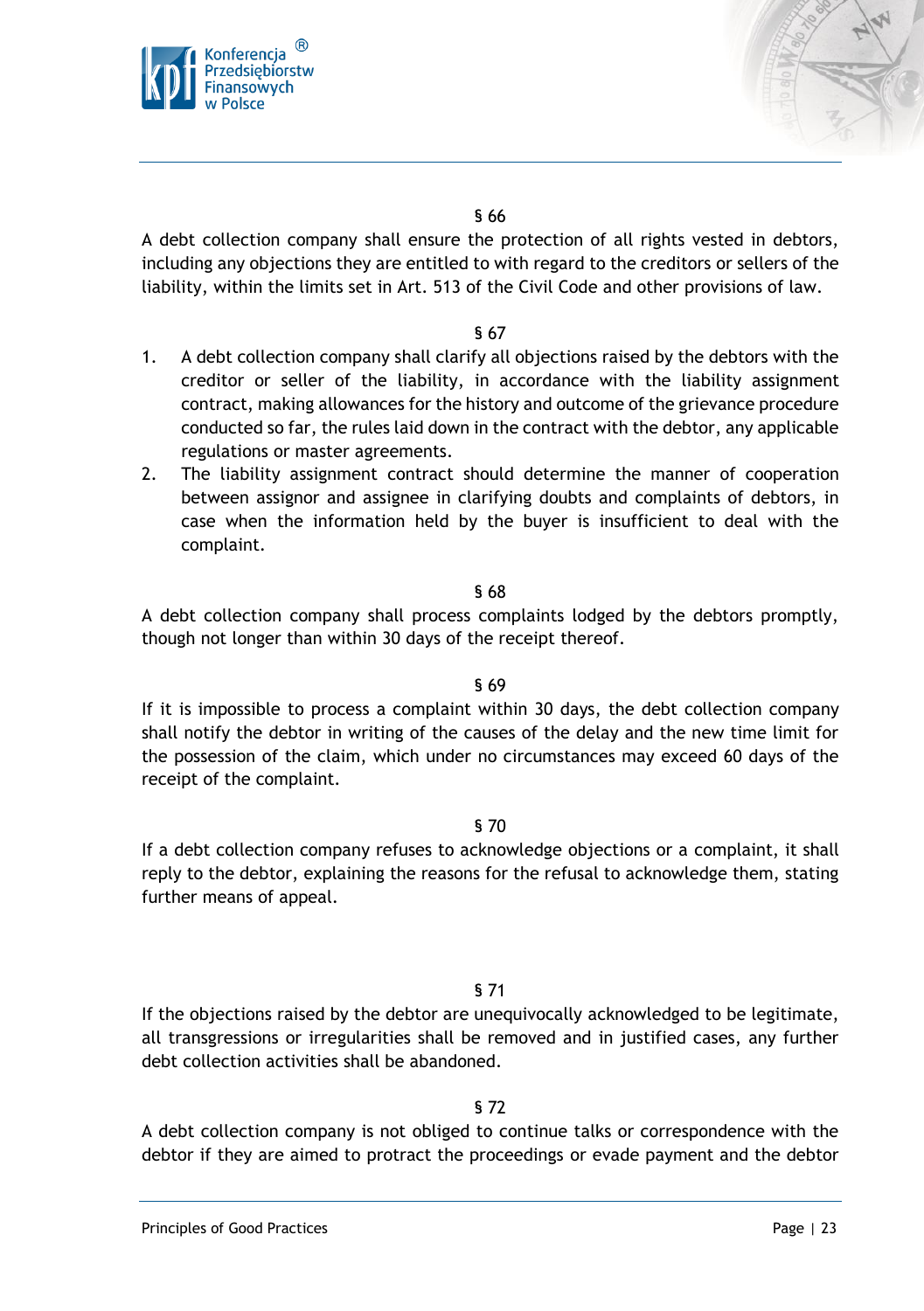§ 66

A debt collection company shall ensure the protection of all rights vested in debtors, including any objections they are entitled to with regard to the creditors or sellers of the liability, within the limits set in Art. 513 of the Civil Code and other provisions of law.

§ 67

1. A debt collection company shall clarify all objections raised by the debtors with the creditor or seller of the liability, in accordance with the liability assignment contract, making allowances for the history and outcome of the grievance procedure conducted so far, the rules laid down in the contract with the debtor, any applicable regulations or master agreements.
2. The liability assignment contract should determine the manner of cooperation between assignor and assignee in clarifying doubts and complaints of debtors, in case when the information held by the buyer is insufficient to deal with the complaint.

§ 68

A debt collection company shall process complaints lodged by the debtors promptly, though not longer than within 30 days of the receipt thereof.

§ 69

If it is impossible to process a complaint within 30 days, the debt collection company shall notify the debtor in writing of the causes of the delay and the new time limit for the possession of the claim, which under no circumstances may exceed 60 days of the receipt of the complaint.

§ 70

If a debt collection company refuses to acknowledge objections or a complaint, it shall reply to the debtor, explaining the reasons for the refusal to acknowledge them, stating further means of appeal.

§ 71

If the objections raised by the debtor are unequivocally acknowledged to be legitimate, all transgressions or irregularities shall be removed and in justified cases, any further debt collection activities shall be abandoned.

§ 72

A debt collection company is not obliged to continue talks or correspondence with the debtor if they are aimed to protract the proceedings or evade payment and the debtor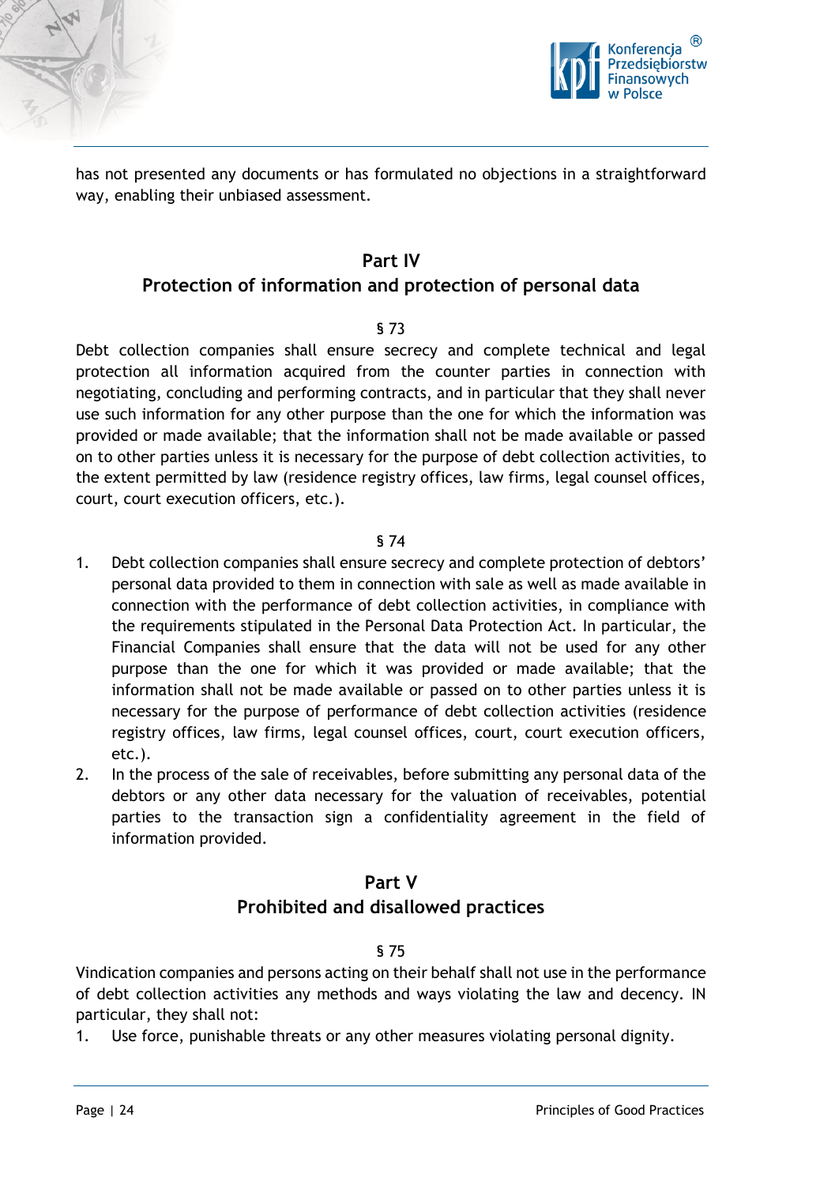has not presented any documents or has formulated no objections in a straightforward way, enabling their unbiased assessment.

## Part IV
## Protection of information and protection of personal data

§ 73

Debt collection companies shall ensure secrecy and complete technical and legal protection all information acquired from the counter parties in connection with negotiating, concluding and performing contracts, and in particular that they shall never use such information for any other purpose than the one for which the information was provided or made available; that the information shall not be made available or passed on to other parties unless it is necessary for the purpose of debt collection activities, to the extent permitted by law (residence registry offices, law firms, legal counsel offices, court, court execution officers, etc.).

§ 74

1. Debt collection companies shall ensure secrecy and complete protection of debtors' personal data provided to them in connection with sale as well as made available in connection with the performance of debt collection activities, in compliance with the requirements stipulated in the Personal Data Protection Act. In particular, the Financial Companies shall ensure that the data will not be used for any other purpose than the one for which it was provided or made available; that the information shall not be made available or passed on to other parties unless it is necessary for the purpose of performance of debt collection activities (residence registry offices, law firms, legal counsel offices, court, court execution officers, etc.).
2. In the process of the sale of receivables, before submitting any personal data of the debtors or any other data necessary for the valuation of receivables, potential parties to the transaction sign a confidentiality agreement in the field of information provided.

## Part V
## Prohibited and disallowed practices

§ 75

Vindication companies and persons acting on their behalf shall not use in the performance of debt collection activities any methods and ways violating the law and decency. IN particular, they shall not:

1. Use force, punishable threats or any other measures violating personal dignity.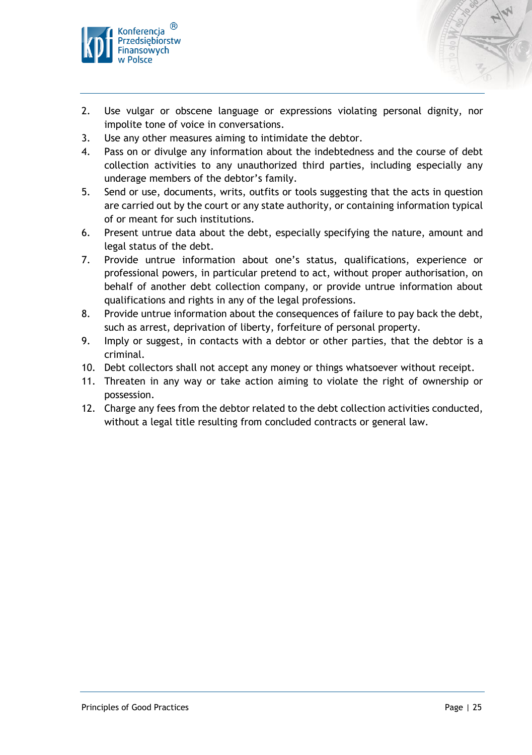2. Use vulgar or obscene language or expressions violating personal dignity, nor impolite tone of voice in conversations.
3. Use any other measures aiming to intimidate the debtor.
4. Pass on or divulge any information about the indebtedness and the course of debt collection activities to any unauthorized third parties, including especially any underage members of the debtor's family.
5. Send or use, documents, writs, outfits or tools suggesting that the acts in question are carried out by the court or any state authority, or containing information typical of or meant for such institutions.
6. Present untrue data about the debt, especially specifying the nature, amount and legal status of the debt.
7. Provide untrue information about one's status, qualifications, experience or professional powers, in particular pretend to act, without proper authorisation, on behalf of another debt collection company, or provide untrue information about qualifications and rights in any of the legal professions.
8. Provide untrue information about the consequences of failure to pay back the debt, such as arrest, deprivation of liberty, forfeiture of personal property.
9. Imply or suggest, in contacts with a debtor or other parties, that the debtor is a criminal.
10. Debt collectors shall not accept any money or things whatsoever without receipt.
11. Threaten in any way or take action aiming to violate the right of ownership or possession.
12. Charge any fees from the debtor related to the debt collection activities conducted, without a legal title resulting from concluded contracts or general law.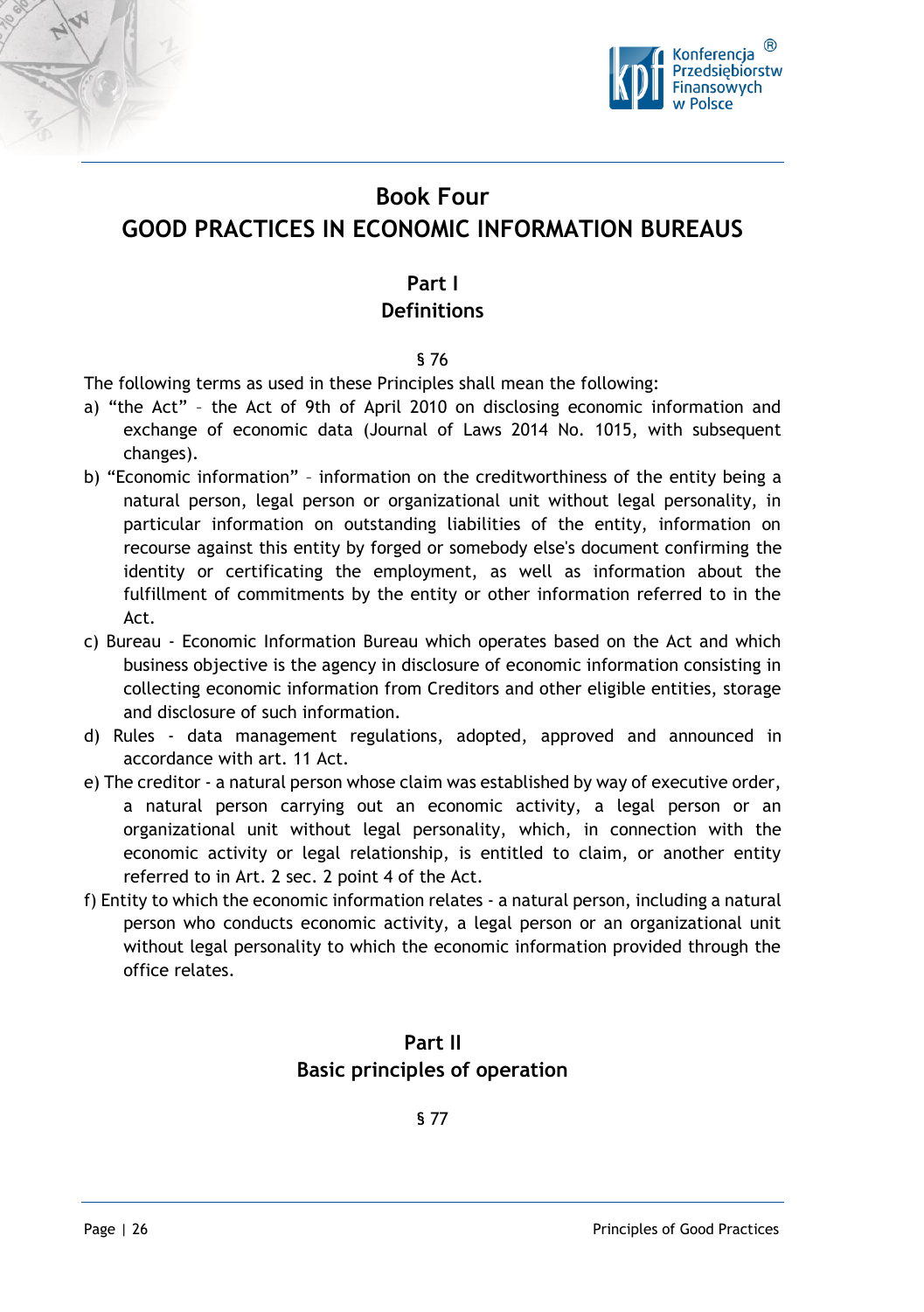# Book Four
# GOOD PRACTICES IN ECONOMIC INFORMATION BUREAUS

## Part I
## Definitions

§ 76

The following terms as used in these Principles shall mean the following:

a) "the Act" – the Act of 9th of April 2010 on disclosing economic information and exchange of economic data (Journal of Laws 2014 No. 1015, with subsequent changes).

b) "Economic information" – information on the creditworthiness of the entity being a natural person, legal person or organizational unit without legal personality, in particular information on outstanding liabilities of the entity, information on recourse against this entity by forged or somebody else's document confirming the identity or certificating the employment, as well as information about the fulfillment of commitments by the entity or other information referred to in the Act.

c) Bureau - Economic Information Bureau which operates based on the Act and which business objective is the agency in disclosure of economic information consisting in collecting economic information from Creditors and other eligible entities, storage and disclosure of such information.

d) Rules - data management regulations, adopted, approved and announced in accordance with art. 11 Act.

e) The creditor - a natural person whose claim was established by way of executive order, a natural person carrying out an economic activity, a legal person or an organizational unit without legal personality, which, in connection with the economic activity or legal relationship, is entitled to claim, or another entity referred to in Art. 2 sec. 2 point 4 of the Act.

f) Entity to which the economic information relates - a natural person, including a natural person who conducts economic activity, a legal person or an organizational unit without legal personality to which the economic information provided through the office relates.

## Part II
## Basic principles of operation

§ 77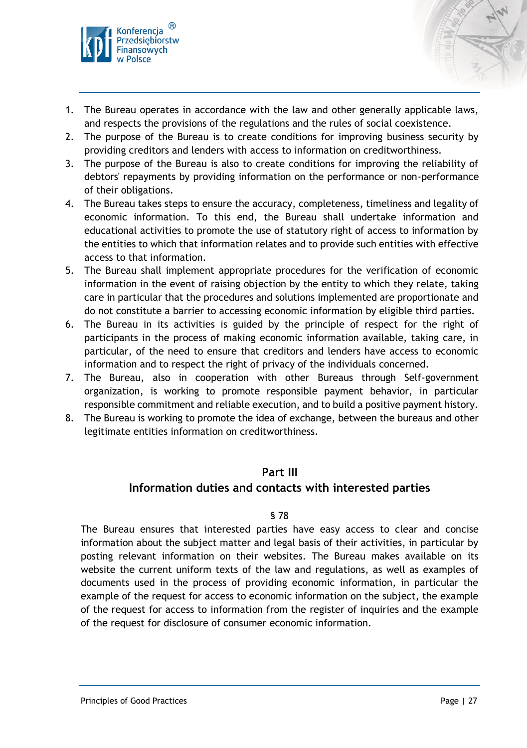1. The Bureau operates in accordance with the law and other generally applicable laws, and respects the provisions of the regulations and the rules of social coexistence.
2. The purpose of the Bureau is to create conditions for improving business security by providing creditors and lenders with access to information on creditworthiness.
3. The purpose of the Bureau is also to create conditions for improving the reliability of debtors' repayments by providing information on the performance or non-performance of their obligations.
4. The Bureau takes steps to ensure the accuracy, completeness, timeliness and legality of economic information. To this end, the Bureau shall undertake information and educational activities to promote the use of statutory right of access to information by the entities to which that information relates and to provide such entities with effective access to that information.
5. The Bureau shall implement appropriate procedures for the verification of economic information in the event of raising objection by the entity to which they relate, taking care in particular that the procedures and solutions implemented are proportionate and do not constitute a barrier to accessing economic information by eligible third parties.
6. The Bureau in its activities is guided by the principle of respect for the right of participants in the process of making economic information available, taking care, in particular, of the need to ensure that creditors and lenders have access to economic information and to respect the right of privacy of the individuals concerned.
7. The Bureau, also in cooperation with other Bureaus through Self-government organization, is working to promote responsible payment behavior, in particular responsible commitment and reliable execution, and to build a positive payment history.
8. The Bureau is working to promote the idea of exchange, between the bureaus and other legitimate entities information on creditworthiness.

## Part III
## Information duties and contacts with interested parties

§ 78

The Bureau ensures that interested parties have easy access to clear and concise information about the subject matter and legal basis of their activities, in particular by posting relevant information on their websites. The Bureau makes available on its website the current uniform texts of the law and regulations, as well as examples of documents used in the process of providing economic information, in particular the example of the request for access to economic information on the subject, the example of the request for access to information from the register of inquiries and the example of the request for disclosure of consumer economic information.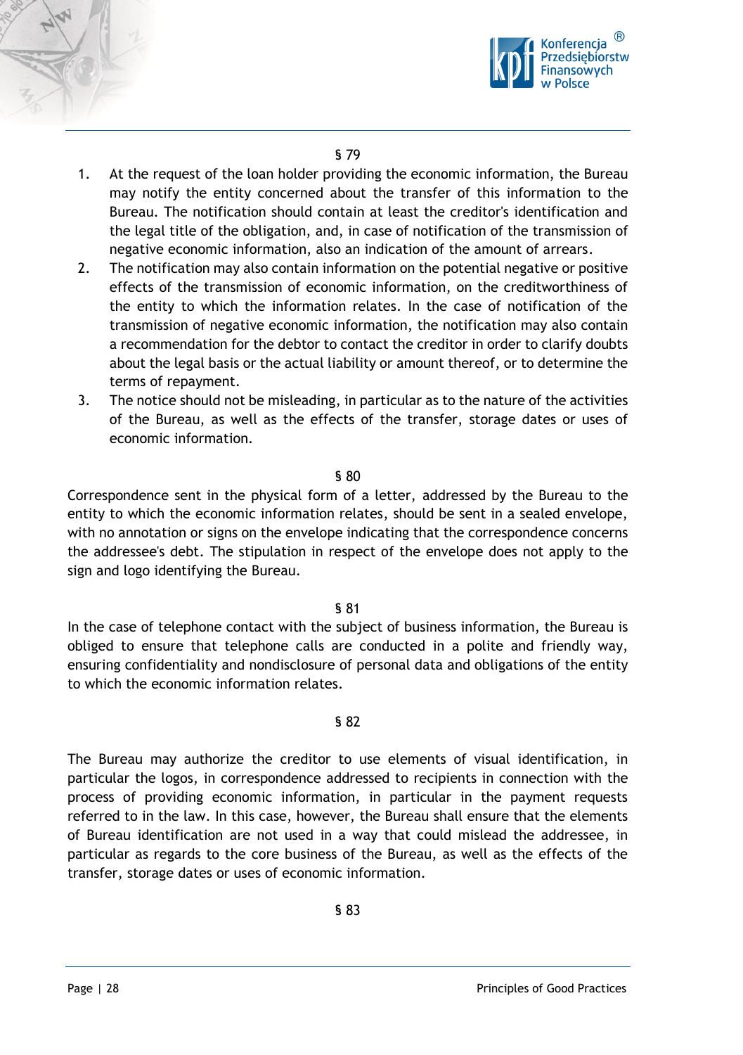§ 79

1. At the request of the loan holder providing the economic information, the Bureau may notify the entity concerned about the transfer of this information to the Bureau. The notification should contain at least the creditor's identification and the legal title of the obligation, and, in case of notification of the transmission of negative economic information, also an indication of the amount of arrears.
2. The notification may also contain information on the potential negative or positive effects of the transmission of economic information, on the creditworthiness of the entity to which the information relates. In the case of notification of the transmission of negative economic information, the notification may also contain a recommendation for the debtor to contact the creditor in order to clarify doubts about the legal basis or the actual liability or amount thereof, or to determine the terms of repayment.
3. The notice should not be misleading, in particular as to the nature of the activities of the Bureau, as well as the effects of the transfer, storage dates or uses of economic information.

§ 80

Correspondence sent in the physical form of a letter, addressed by the Bureau to the entity to which the economic information relates, should be sent in a sealed envelope, with no annotation or signs on the envelope indicating that the correspondence concerns the addressee's debt. The stipulation in respect of the envelope does not apply to the sign and logo identifying the Bureau.

§ 81

In the case of telephone contact with the subject of business information, the Bureau is obliged to ensure that telephone calls are conducted in a polite and friendly way, ensuring confidentiality and nondisclosure of personal data and obligations of the entity to which the economic information relates.

§ 82

The Bureau may authorize the creditor to use elements of visual identification, in particular the logos, in correspondence addressed to recipients in connection with the process of providing economic information, in particular in the payment requests referred to in the law. In this case, however, the Bureau shall ensure that the elements of Bureau identification are not used in a way that could mislead the addressee, in particular as regards to the core business of the Bureau, as well as the effects of the transfer, storage dates or uses of economic information.

§ 83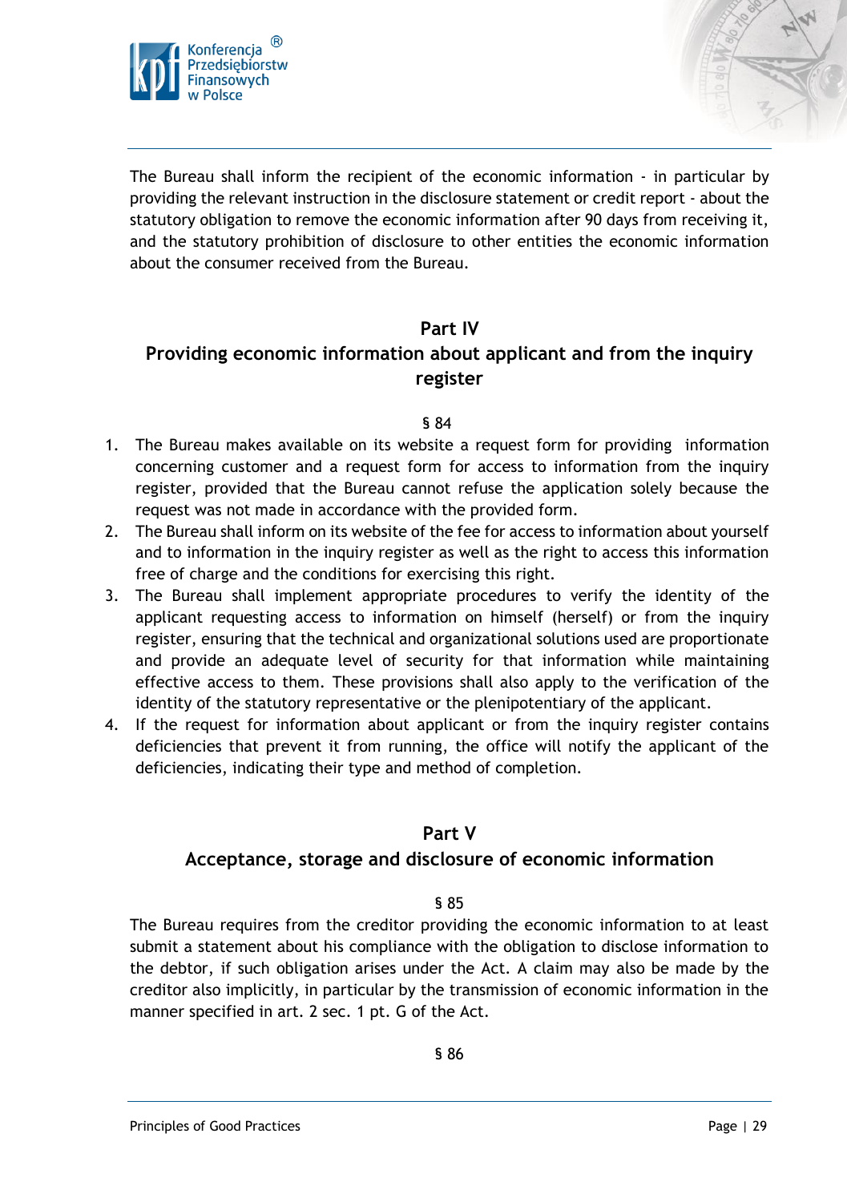The Bureau shall inform the recipient of the economic information - in particular by providing the relevant instruction in the disclosure statement or credit report - about the statutory obligation to remove the economic information after 90 days from receiving it, and the statutory prohibition of disclosure to other entities the economic information about the consumer received from the Bureau.

## Part IV
## Providing economic information about applicant and from the inquiry register

§ 84

1. The Bureau makes available on its website a request form for providing information concerning customer and a request form for access to information from the inquiry register, provided that the Bureau cannot refuse the application solely because the request was not made in accordance with the provided form.
2. The Bureau shall inform on its website of the fee for access to information about yourself and to information in the inquiry register as well as the right to access this information free of charge and the conditions for exercising this right.
3. The Bureau shall implement appropriate procedures to verify the identity of the applicant requesting access to information on himself (herself) or from the inquiry register, ensuring that the technical and organizational solutions used are proportionate and provide an adequate level of security for that information while maintaining effective access to them. These provisions shall also apply to the verification of the identity of the statutory representative or the plenipotentiary of the applicant.
4. If the request for information about applicant or from the inquiry register contains deficiencies that prevent it from running, the office will notify the applicant of the deficiencies, indicating their type and method of completion.

## Part V
## Acceptance, storage and disclosure of economic information

§ 85

The Bureau requires from the creditor providing the economic information to at least submit a statement about his compliance with the obligation to disclose information to the debtor, if such obligation arises under the Act. A claim may also be made by the creditor also implicitly, in particular by the transmission of economic information in the manner specified in art. 2 sec. 1 pt. G of the Act.

§ 86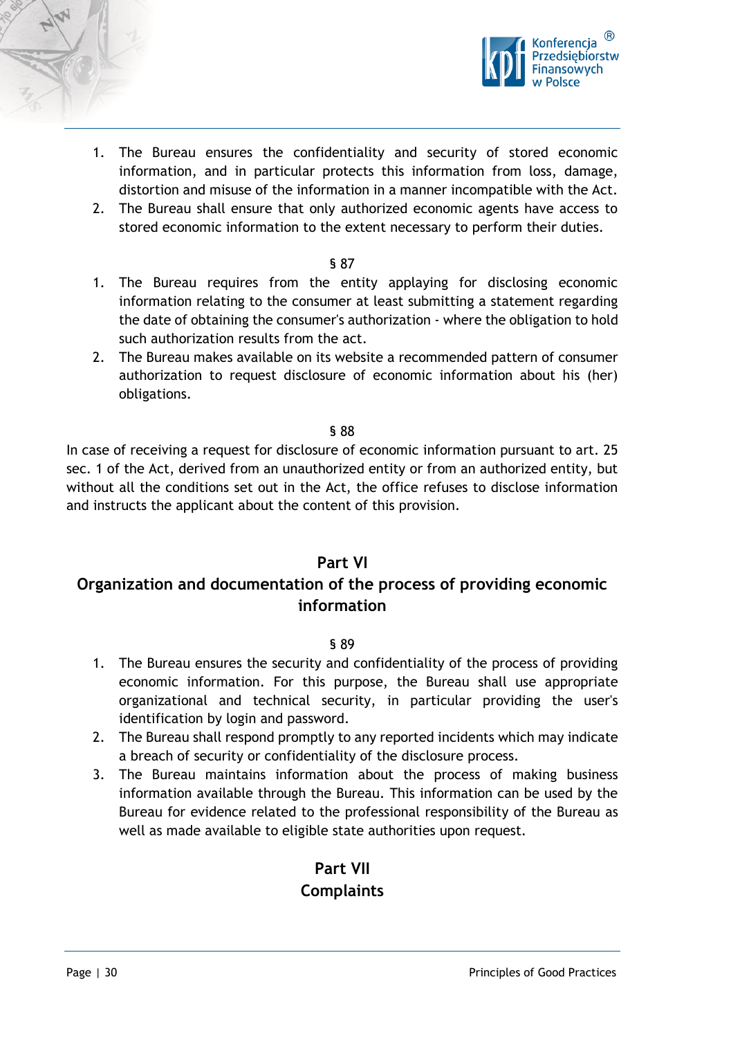1. The Bureau ensures the confidentiality and security of stored economic information, and in particular protects this information from loss, damage, distortion and misuse of the information in a manner incompatible with the Act.
2. The Bureau shall ensure that only authorized economic agents have access to stored economic information to the extent necessary to perform their duties.

§ 87

1. The Bureau requires from the entity applying for disclosing economic information relating to the consumer at least submitting a statement regarding the date of obtaining the consumer's authorization - where the obligation to hold such authorization results from the act.
2. The Bureau makes available on its website a recommended pattern of consumer authorization to request disclosure of economic information about his (her) obligations.

§ 88

In case of receiving a request for disclosure of economic information pursuant to art. 25 sec. 1 of the Act, derived from an unauthorized entity or from an authorized entity, but without all the conditions set out in the Act, the office refuses to disclose information and instructs the applicant about the content of this provision.

## Part VI
## Organization and documentation of the process of providing economic information

§ 89

1. The Bureau ensures the security and confidentiality of the process of providing economic information. For this purpose, the Bureau shall use appropriate organizational and technical security, in particular providing the user's identification by login and password.
2. The Bureau shall respond promptly to any reported incidents which may indicate a breach of security or confidentiality of the disclosure process.
3. The Bureau maintains information about the process of making business information available through the Bureau. This information can be used by the Bureau for evidence related to the professional responsibility of the Bureau as well as made available to eligible state authorities upon request.

## Part VII
## Complaints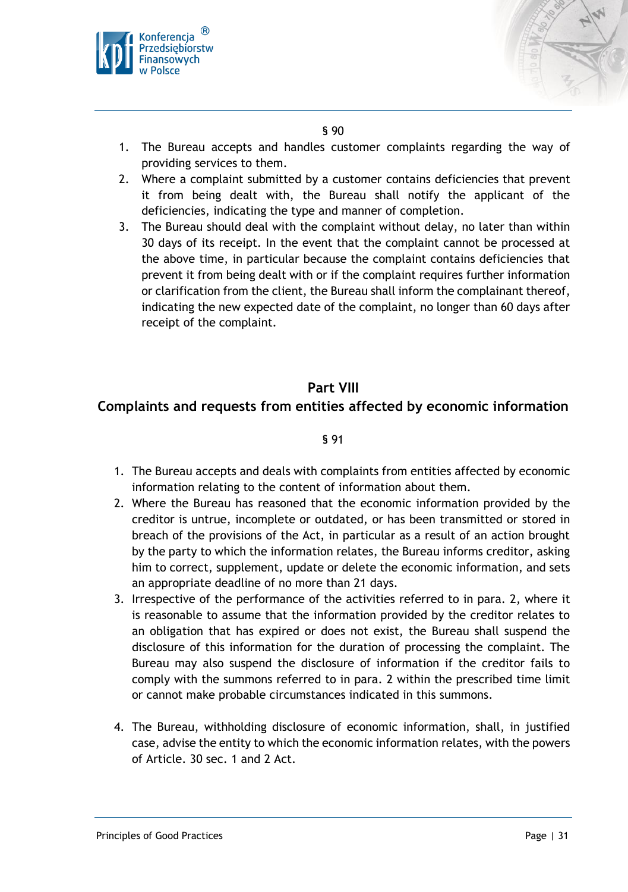§ 90

1. The Bureau accepts and handles customer complaints regarding the way of providing services to them.
2. Where a complaint submitted by a customer contains deficiencies that prevent it from being dealt with, the Bureau shall notify the applicant of the deficiencies, indicating the type and manner of completion.
3. The Bureau should deal with the complaint without delay, no later than within 30 days of its receipt. In the event that the complaint cannot be processed at the above time, in particular because the complaint contains deficiencies that prevent it from being dealt with or if the complaint requires further information or clarification from the client, the Bureau shall inform the complainant thereof, indicating the new expected date of the complaint, no longer than 60 days after receipt of the complaint.

## Part VIII
## Complaints and requests from entities affected by economic information

§ 91

1. The Bureau accepts and deals with complaints from entities affected by economic information relating to the content of information about them.
2. Where the Bureau has reasoned that the economic information provided by the creditor is untrue, incomplete or outdated, or has been transmitted or stored in breach of the provisions of the Act, in particular as a result of an action brought by the party to which the information relates, the Bureau informs creditor, asking him to correct, supplement, update or delete the economic information, and sets an appropriate deadline of no more than 21 days.
3. Irrespective of the performance of the activities referred to in para. 2, where it is reasonable to assume that the information provided by the creditor relates to an obligation that has expired or does not exist, the Bureau shall suspend the disclosure of this information for the duration of processing the complaint. The Bureau may also suspend the disclosure of information if the creditor fails to comply with the summons referred to in para. 2 within the prescribed time limit or cannot make probable circumstances indicated in this summons.
4. The Bureau, withholding disclosure of economic information, shall, in justified case, advise the entity to which the economic information relates, with the powers of Article. 30 sec. 1 and 2 Act.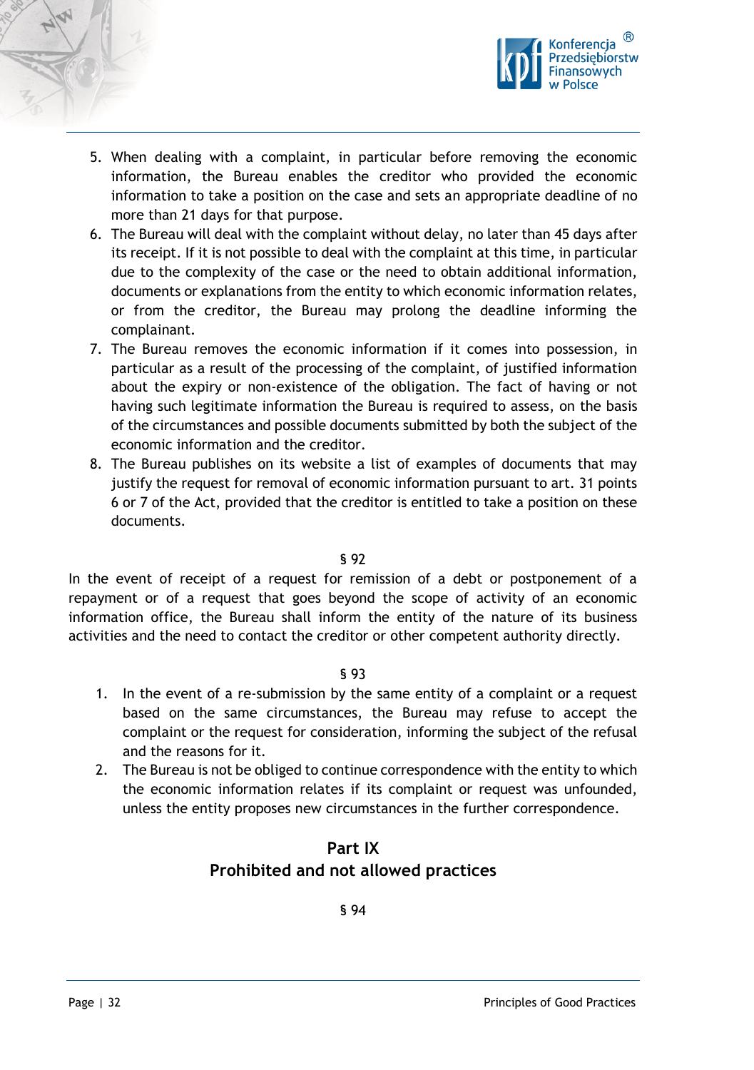5. When dealing with a complaint, in particular before removing the economic information, the Bureau enables the creditor who provided the economic information to take a position on the case and sets an appropriate deadline of no more than 21 days for that purpose.
6. The Bureau will deal with the complaint without delay, no later than 45 days after its receipt. If it is not possible to deal with the complaint at this time, in particular due to the complexity of the case or the need to obtain additional information, documents or explanations from the entity to which economic information relates, or from the creditor, the Bureau may prolong the deadline informing the complainant.
7. The Bureau removes the economic information if it comes into possession, in particular as a result of the processing of the complaint, of justified information about the expiry or non-existence of the obligation. The fact of having or not having such legitimate information the Bureau is required to assess, on the basis of the circumstances and possible documents submitted by both the subject of the economic information and the creditor.
8. The Bureau publishes on its website a list of examples of documents that may justify the request for removal of economic information pursuant to art. 31 points 6 or 7 of the Act, provided that the creditor is entitled to take a position on these documents.

§ 92

In the event of receipt of a request for remission of a debt or postponement of a repayment or of a request that goes beyond the scope of activity of an economic information office, the Bureau shall inform the entity of the nature of its business activities and the need to contact the creditor or other competent authority directly.

§ 93

1. In the event of a re-submission by the same entity of a complaint or a request based on the same circumstances, the Bureau may refuse to accept the complaint or the request for consideration, informing the subject of the refusal and the reasons for it.
2. The Bureau is not be obliged to continue correspondence with the entity to which the economic information relates if its complaint or request was unfounded, unless the entity proposes new circumstances in the further correspondence.

## Part IX
## Prohibited and not allowed practices

§ 94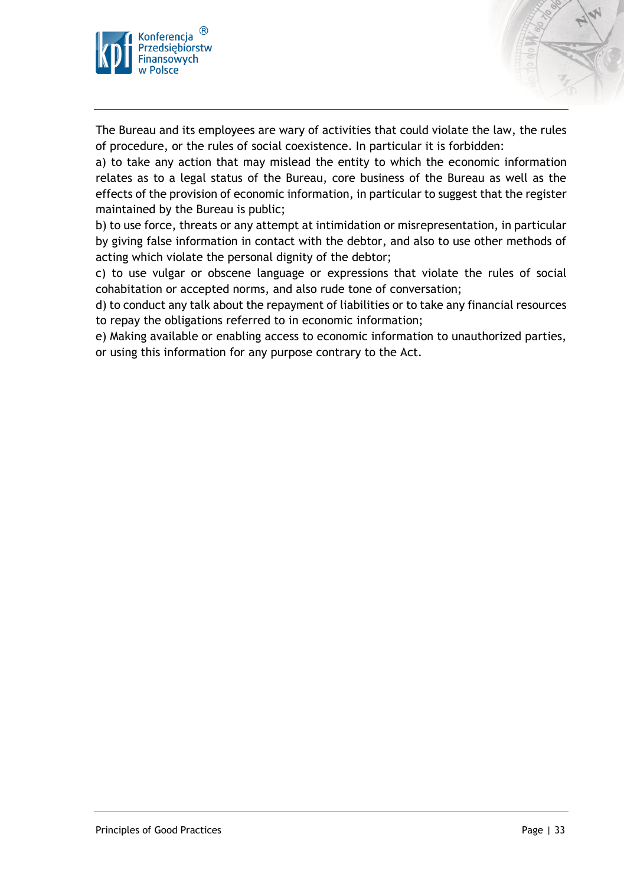The Bureau and its employees are wary of activities that could violate the law, the rules of procedure, or the rules of social coexistence. In particular it is forbidden:

a) to take any action that may mislead the entity to which the economic information relates as to a legal status of the Bureau, core business of the Bureau as well as the effects of the provision of economic information, in particular to suggest that the register maintained by the Bureau is public;

b) to use force, threats or any attempt at intimidation or misrepresentation, in particular by giving false information in contact with the debtor, and also to use other methods of acting which violate the personal dignity of the debtor;

c) to use vulgar or obscene language or expressions that violate the rules of social cohabitation or accepted norms, and also rude tone of conversation;

d) to conduct any talk about the repayment of liabilities or to take any financial resources to repay the obligations referred to in economic information;

e) Making available or enabling access to economic information to unauthorized parties, or using this information for any purpose contrary to the Act.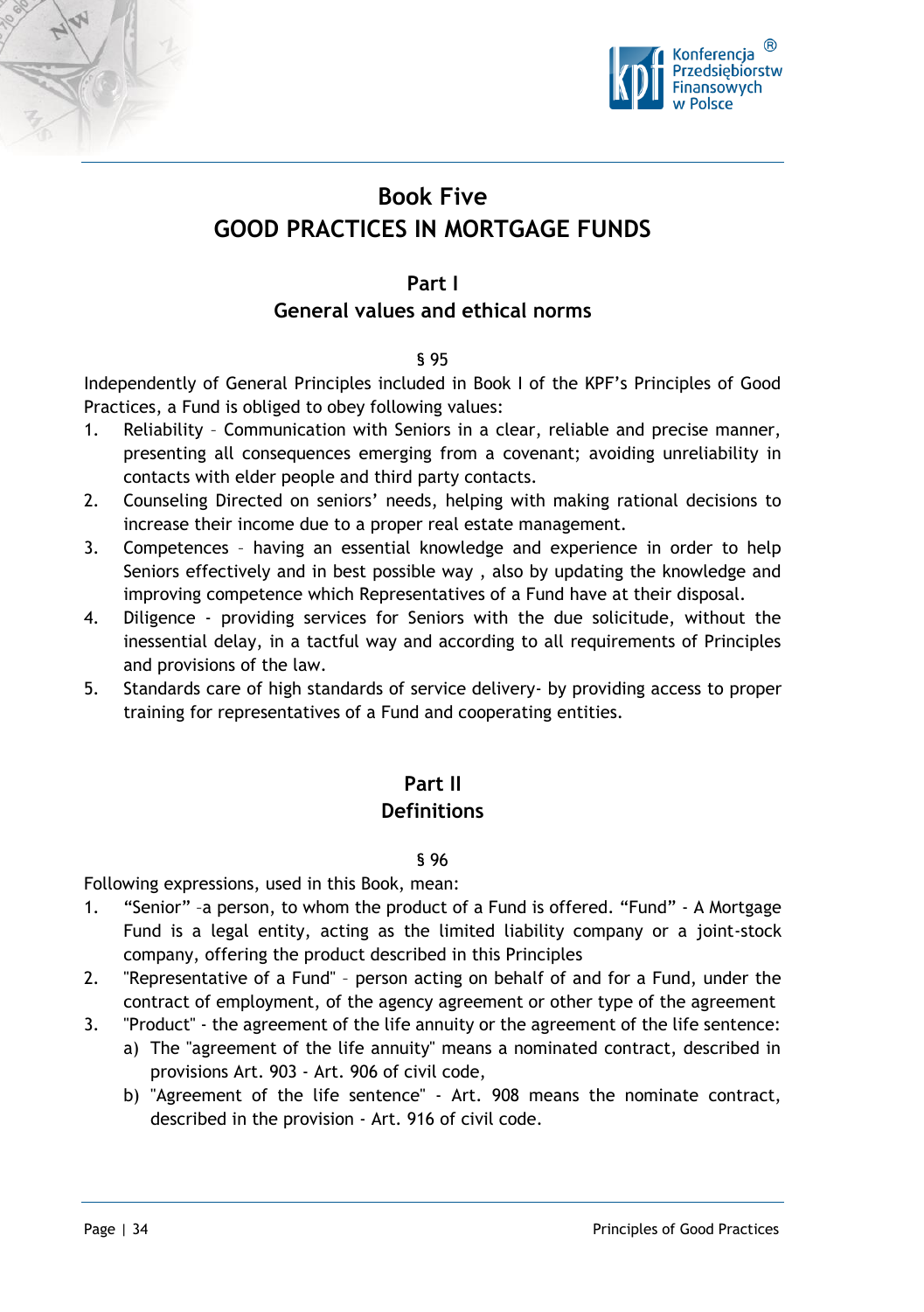# Book Five
# GOOD PRACTICES IN MORTGAGE FUNDS

## Part I
## General values and ethical norms

§ 95

Independently of General Principles included in Book I of the KPF's Principles of Good Practices, a Fund is obliged to obey following values:

1. Reliability – Communication with Seniors in a clear, reliable and precise manner, presenting all consequences emerging from a covenant; avoiding unreliability in contacts with elder people and third party contacts.
2. Counseling Directed on seniors' needs, helping with making rational decisions to increase their income due to a proper real estate management.
3. Competences – having an essential knowledge and experience in order to help Seniors effectively and in best possible way , also by updating the knowledge and improving competence which Representatives of a Fund have at their disposal.
4. Diligence - providing services for Seniors with the due solicitude, without the inessential delay, in a tactful way and according to all requirements of Principles and provisions of the law.
5. Standards care of high standards of service delivery- by providing access to proper training for representatives of a Fund and cooperating entities.

## Part II
## Definitions

§ 96

Following expressions, used in this Book, mean:

1. "Senior" –a person, to whom the product of a Fund is offered. "Fund" - A Mortgage Fund is a legal entity, acting as the limited liability company or a joint-stock company, offering the product described in this Principles
2. "Representative of a Fund" – person acting on behalf of and for a Fund, under the contract of employment, of the agency agreement or other type of the agreement
3. "Product" - the agreement of the life annuity or the agreement of the life sentence:
   a) The "agreement of the life annuity" means a nominated contract, described in provisions Art. 903 - Art. 906 of civil code,
   b) "Agreement of the life sentence" - Art. 908 means the nominate contract, described in the provision - Art. 916 of civil code.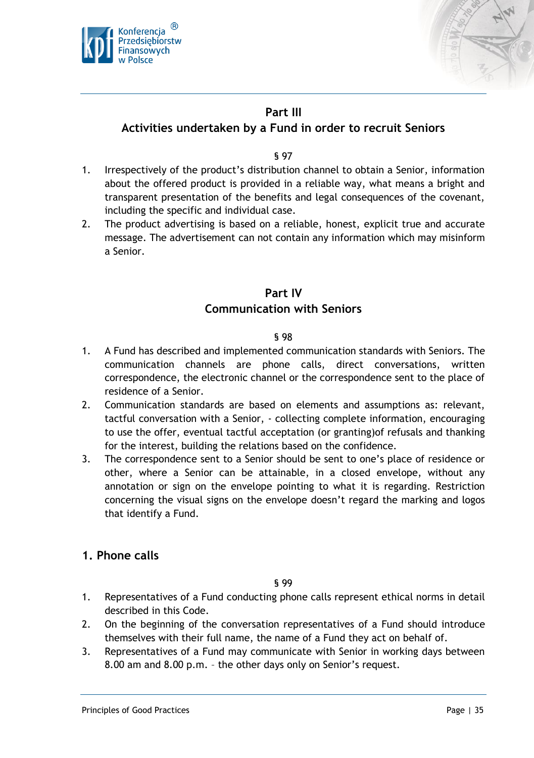## Part III
## Activities undertaken by a Fund in order to recruit Seniors

§ 97

1. Irrespectively of the product's distribution channel to obtain a Senior, information about the offered product is provided in a reliable way, what means a bright and transparent presentation of the benefits and legal consequences of the covenant, including the specific and individual case.
2. The product advertising is based on a reliable, honest, explicit true and accurate message. The advertisement can not contain any information which may misinform a Senior.

## Part IV
## Communication with Seniors

§ 98

1. A Fund has described and implemented communication standards with Seniors. The communication channels are phone calls, direct conversations, written correspondence, the electronic channel or the correspondence sent to the place of residence of a Senior.
2. Communication standards are based on elements and assumptions as: relevant, tactful conversation with a Senior, - collecting complete information, encouraging to use the offer, eventual tactful acceptation (or granting)of refusals and thanking for the interest, building the relations based on the confidence.
3. The correspondence sent to a Senior should be sent to one's place of residence or other, where a Senior can be attainable, in a closed envelope, without any annotation or sign on the envelope pointing to what it is regarding. Restriction concerning the visual signs on the envelope doesn't regard the marking and logos that identify a Fund.

### 1. Phone calls

§ 99

1. Representatives of a Fund conducting phone calls represent ethical norms in detail described in this Code.
2. On the beginning of the conversation representatives of a Fund should introduce themselves with their full name, the name of a Fund they act on behalf of.
3. Representatives of a Fund may communicate with Senior in working days between 8.00 am and 8.00 p.m. – the other days only on Senior's request.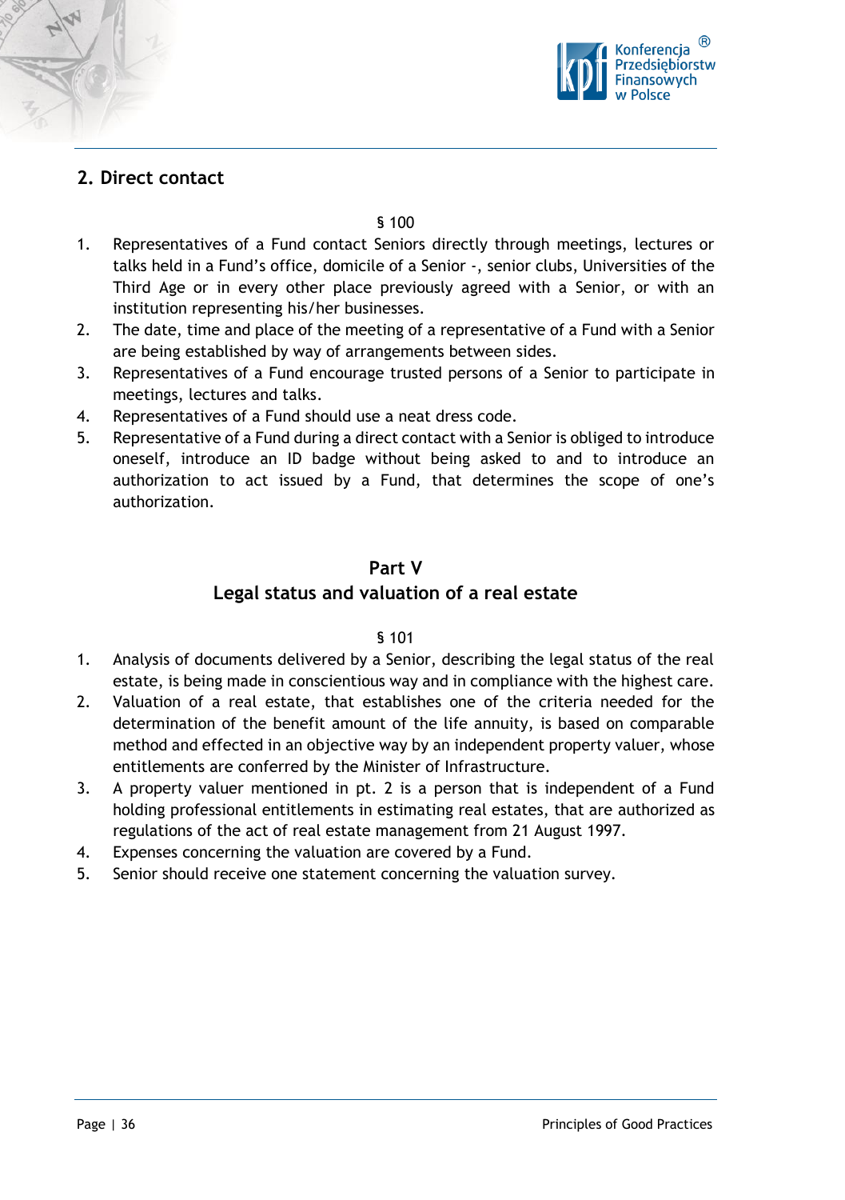## 2. Direct contact

§ 100

1. Representatives of a Fund contact Seniors directly through meetings, lectures or talks held in a Fund's office, domicile of a Senior -, senior clubs, Universities of the Third Age or in every other place previously agreed with a Senior, or with an institution representing his/her businesses.
2. The date, time and place of the meeting of a representative of a Fund with a Senior are being established by way of arrangements between sides.
3. Representatives of a Fund encourage trusted persons of a Senior to participate in meetings, lectures and talks.
4. Representatives of a Fund should use a neat dress code.
5. Representative of a Fund during a direct contact with a Senior is obliged to introduce oneself, introduce an ID badge without being asked to and to introduce an authorization to act issued by a Fund, that determines the scope of one's authorization.

# Part V
# Legal status and valuation of a real estate

§ 101

1. Analysis of documents delivered by a Senior, describing the legal status of the real estate, is being made in conscientious way and in compliance with the highest care.
2. Valuation of a real estate, that establishes one of the criteria needed for the determination of the benefit amount of the life annuity, is based on comparable method and effected in an objective way by an independent property valuer, whose entitlements are conferred by the Minister of Infrastructure.
3. A property valuer mentioned in pt. 2 is a person that is independent of a Fund holding professional entitlements in estimating real estates, that are authorized as regulations of the act of real estate management from 21 August 1997.
4. Expenses concerning the valuation are covered by a Fund.
5. Senior should receive one statement concerning the valuation survey.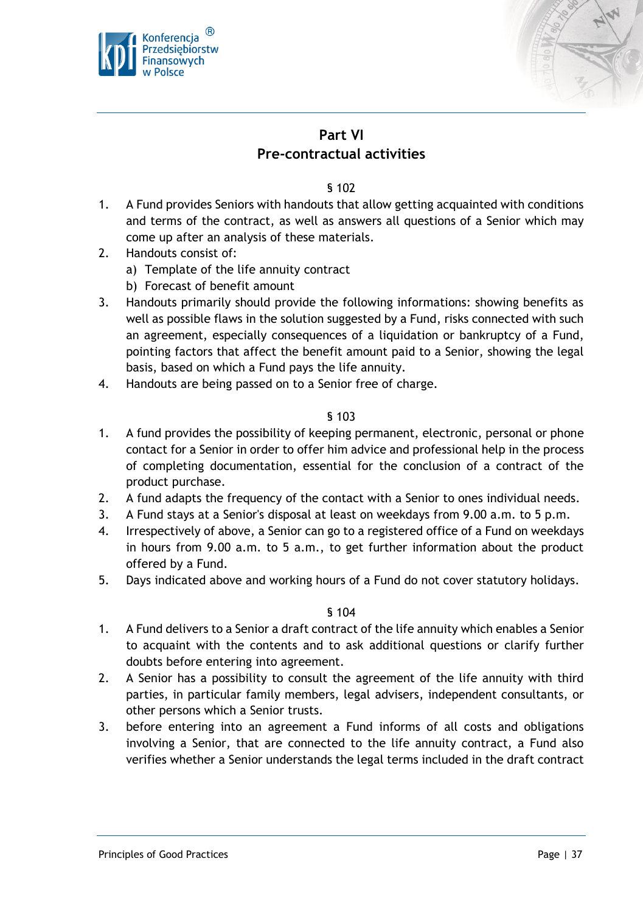## Part VI
## Pre-contractual activities

§ 102

1. A Fund provides Seniors with handouts that allow getting acquainted with conditions and terms of the contract, as well as answers all questions of a Senior which may come up after an analysis of these materials.
2. Handouts consist of:
   a) Template of the life annuity contract
   b) Forecast of benefit amount
3. Handouts primarily should provide the following informations: showing benefits as well as possible flaws in the solution suggested by a Fund, risks connected with such an agreement, especially consequences of a liquidation or bankruptcy of a Fund, pointing factors that affect the benefit amount paid to a Senior, showing the legal basis, based on which a Fund pays the life annuity.
4. Handouts are being passed on to a Senior free of charge.

§ 103

1. A fund provides the possibility of keeping permanent, electronic, personal or phone contact for a Senior in order to offer him advice and professional help in the process of completing documentation, essential for the conclusion of a contract of the product purchase.
2. A fund adapts the frequency of the contact with a Senior to ones individual needs.
3. A Fund stays at a Senior's disposal at least on weekdays from 9.00 a.m. to 5 p.m.
4. Irrespectively of above, a Senior can go to a registered office of a Fund on weekdays in hours from 9.00 a.m. to 5 a.m., to get further information about the product offered by a Fund.
5. Days indicated above and working hours of a Fund do not cover statutory holidays.

§ 104

1. A Fund delivers to a Senior a draft contract of the life annuity which enables a Senior to acquaint with the contents and to ask additional questions or clarify further doubts before entering into agreement.
2. A Senior has a possibility to consult the agreement of the life annuity with third parties, in particular family members, legal advisers, independent consultants, or other persons which a Senior trusts.
3. before entering into an agreement a Fund informs of all costs and obligations involving a Senior, that are connected to the life annuity contract, a Fund also verifies whether a Senior understands the legal terms included in the draft contract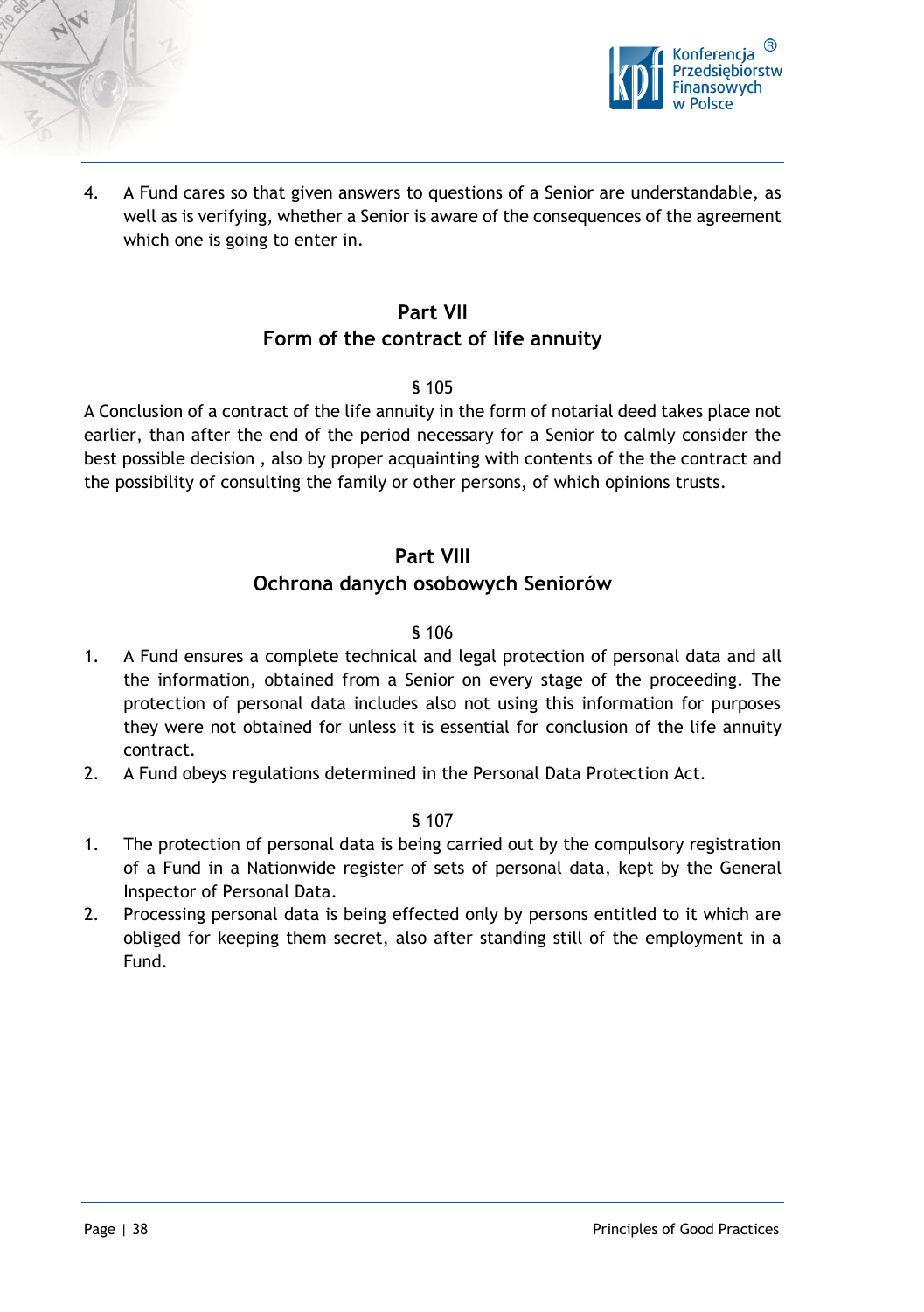4. A Fund cares so that given answers to questions of a Senior are understandable, as well as is verifying, whether a Senior is aware of the consequences of the agreement which one is going to enter in.

## Part VII
## Form of the contract of life annuity

§ 105

A Conclusion of a contract of the life annuity in the form of notarial deed takes place not earlier, than after the end of the period necessary for a Senior to calmly consider the best possible decision , also by proper acquainting with contents of the the contract and the possibility of consulting the family or other persons, of which opinions trusts.

## Part VIII
## Ochrona danych osobowych Seniorów

§ 106

1. A Fund ensures a complete technical and legal protection of personal data and all the information, obtained from a Senior on every stage of the proceeding. The protection of personal data includes also not using this information for purposes they were not obtained for unless it is essential for conclusion of the life annuity contract.
2. A Fund obeys regulations determined in the Personal Data Protection Act.

§ 107

1. The protection of personal data is being carried out by the compulsory registration of a Fund in a Nationwide register of sets of personal data, kept by the General Inspector of Personal Data.
2. Processing personal data is being effected only by persons entitled to it which are obliged for keeping them secret, also after standing still of the employment in a Fund.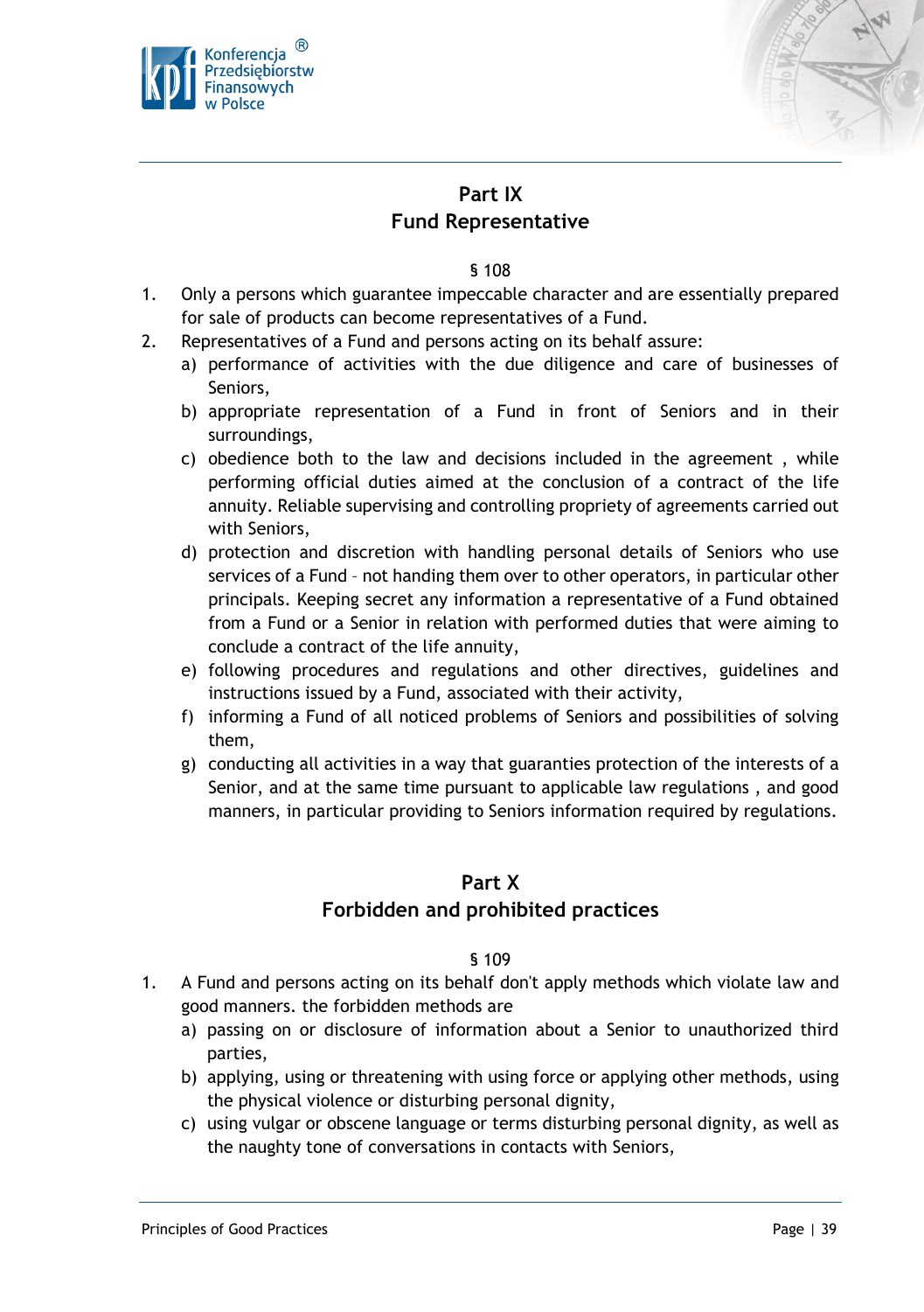## Part IX
## Fund Representative

§ 108

1. Only a persons which guarantee impeccable character and are essentially prepared for sale of products can become representatives of a Fund.
2. Representatives of a Fund and persons acting on its behalf assure:
   a) performance of activities with the due diligence and care of businesses of Seniors,
   b) appropriate representation of a Fund in front of Seniors and in their surroundings,
   c) obedience both to the law and decisions included in the agreement , while performing official duties aimed at the conclusion of a contract of the life annuity. Reliable supervising and controlling propriety of agreements carried out with Seniors,
   d) protection and discretion with handling personal details of Seniors who use services of a Fund – not handing them over to other operators, in particular other principals. Keeping secret any information a representative of a Fund obtained from a Fund or a Senior in relation with performed duties that were aiming to conclude a contract of the life annuity,
   e) following procedures and regulations and other directives, guidelines and instructions issued by a Fund, associated with their activity,
   f) informing a Fund of all noticed problems of Seniors and possibilities of solving them,
   g) conducting all activities in a way that guaranties protection of the interests of a Senior, and at the same time pursuant to applicable law regulations , and good manners, in particular providing to Seniors information required by regulations.

## Part X
## Forbidden and prohibited practices

§ 109

1. A Fund and persons acting on its behalf don't apply methods which violate law and good manners. the forbidden methods are
   a) passing on or disclosure of information about a Senior to unauthorized third parties,
   b) applying, using or threatening with using force or applying other methods, using the physical violence or disturbing personal dignity,
   c) using vulgar or obscene language or terms disturbing personal dignity, as well as the naughty tone of conversations in contacts with Seniors,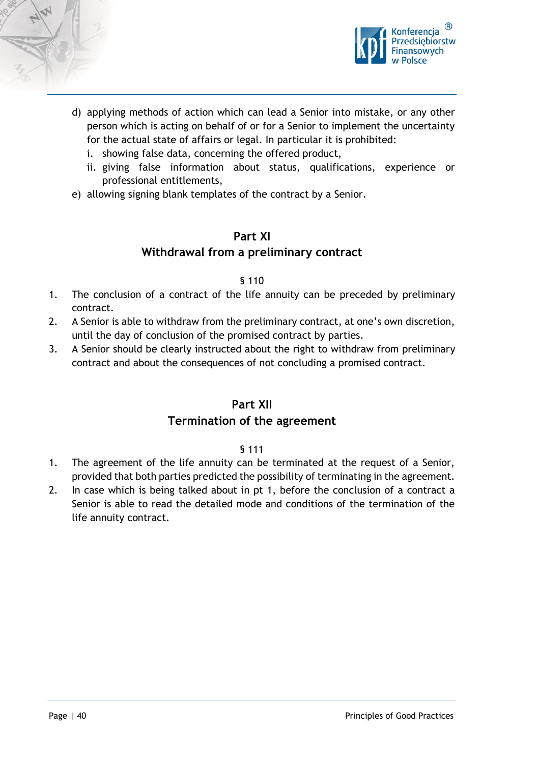d) applying methods of action which can lead a Senior into mistake, or any other person which is acting on behalf of or for a Senior to implement the uncertainty for the actual state of affairs or legal. In particular it is prohibited:
   i. showing false data, concerning the offered product,
   ii. giving false information about status, qualifications, experience or professional entitlements,

e) allowing signing blank templates of the contract by a Senior.

## Part XI
## Withdrawal from a preliminary contract

§ 110

1. The conclusion of a contract of the life annuity can be preceded by preliminary contract.
2. A Senior is able to withdraw from the preliminary contract, at one's own discretion, until the day of conclusion of the promised contract by parties.
3. A Senior should be clearly instructed about the right to withdraw from preliminary contract and about the consequences of not concluding a promised contract.

## Part XII
## Termination of the agreement

§ 111

1. The agreement of the life annuity can be terminated at the request of a Senior, provided that both parties predicted the possibility of terminating in the agreement.
2. In case which is being talked about in pt 1, before the conclusion of a contract a Senior is able to read the detailed mode and conditions of the termination of the life annuity contract.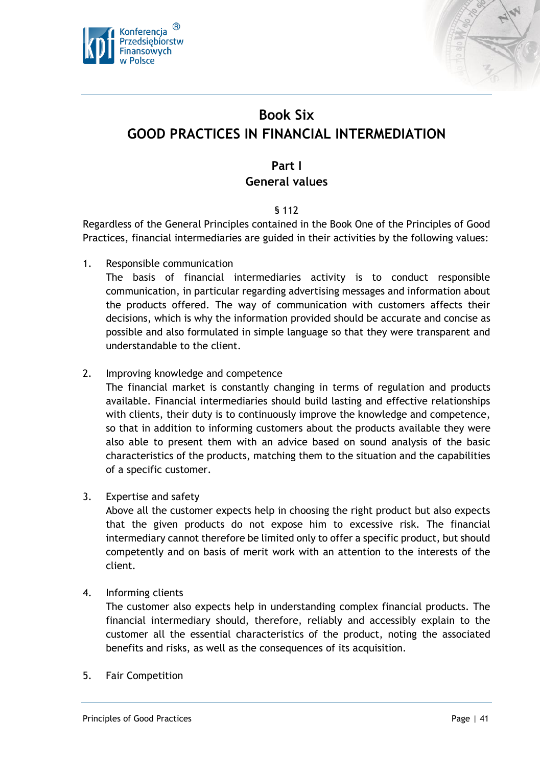# Book Six
# GOOD PRACTICES IN FINANCIAL INTERMEDIATION

## Part I
## General values

§ 112

Regardless of the General Principles contained in the Book One of the Principles of Good Practices, financial intermediaries are guided in their activities by the following values:

1. Responsible communication
   The basis of financial intermediaries activity is to conduct responsible communication, in particular regarding advertising messages and information about the products offered. The way of communication with customers affects their decisions, which is why the information provided should be accurate and concise as possible and also formulated in simple language so that they were transparent and understandable to the client.

2. Improving knowledge and competence
   The financial market is constantly changing in terms of regulation and products available. Financial intermediaries should build lasting and effective relationships with clients, their duty is to continuously improve the knowledge and competence, so that in addition to informing customers about the products available they were also able to present them with an advice based on sound analysis of the basic characteristics of the products, matching them to the situation and the capabilities of a specific customer.

3. Expertise and safety
   Above all the customer expects help in choosing the right product but also expects that the given products do not expose him to excessive risk. The financial intermediary cannot therefore be limited only to offer a specific product, but should competently and on basis of merit work with an attention to the interests of the client.

4. Informing clients
   The customer also expects help in understanding complex financial products. The financial intermediary should, therefore, reliably and accessibly explain to the customer all the essential characteristics of the product, noting the associated benefits and risks, as well as the consequences of its acquisition.

5. Fair Competition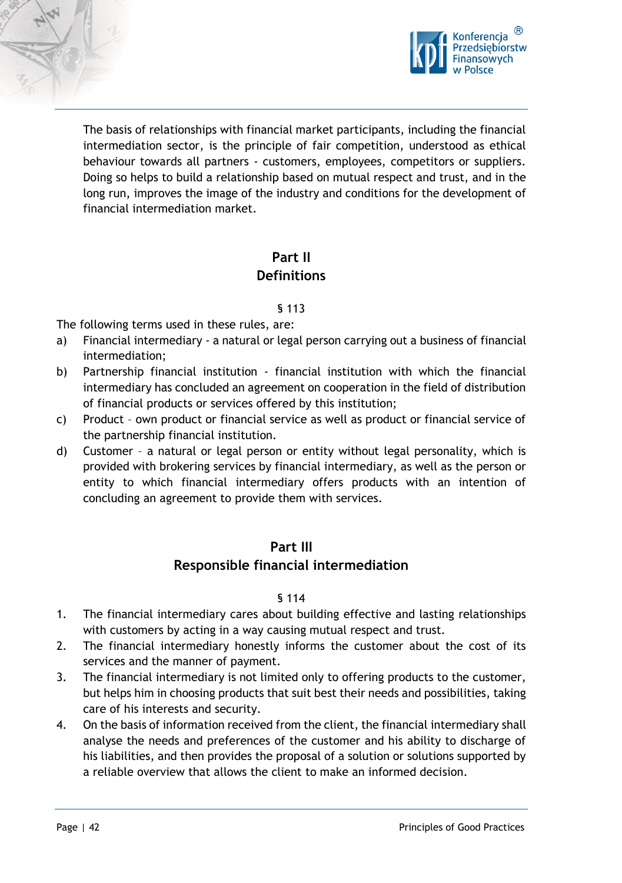The basis of relationships with financial market participants, including the financial intermediation sector, is the principle of fair competition, understood as ethical behaviour towards all partners - customers, employees, competitors or suppliers. Doing so helps to build a relationship based on mutual respect and trust, and in the long run, improves the image of the industry and conditions for the development of financial intermediation market.

## Part II
## Definitions

§ 113

The following terms used in these rules, are:

a) Financial intermediary - a natural or legal person carrying out a business of financial intermediation;
b) Partnership financial institution - financial institution with which the financial intermediary has concluded an agreement on cooperation in the field of distribution of financial products or services offered by this institution;
c) Product – own product or financial service as well as product or financial service of the partnership financial institution.
d) Customer – a natural or legal person or entity without legal personality, which is provided with brokering services by financial intermediary, as well as the person or entity to which financial intermediary offers products with an intention of concluding an agreement to provide them with services.

## Part III
## Responsible financial intermediation

§ 114

1. The financial intermediary cares about building effective and lasting relationships with customers by acting in a way causing mutual respect and trust.
2. The financial intermediary honestly informs the customer about the cost of its services and the manner of payment.
3. The financial intermediary is not limited only to offering products to the customer, but helps him in choosing products that suit best their needs and possibilities, taking care of his interests and security.
4. On the basis of information received from the client, the financial intermediary shall analyse the needs and preferences of the customer and his ability to discharge of his liabilities, and then provides the proposal of a solution or solutions supported by a reliable overview that allows the client to make an informed decision.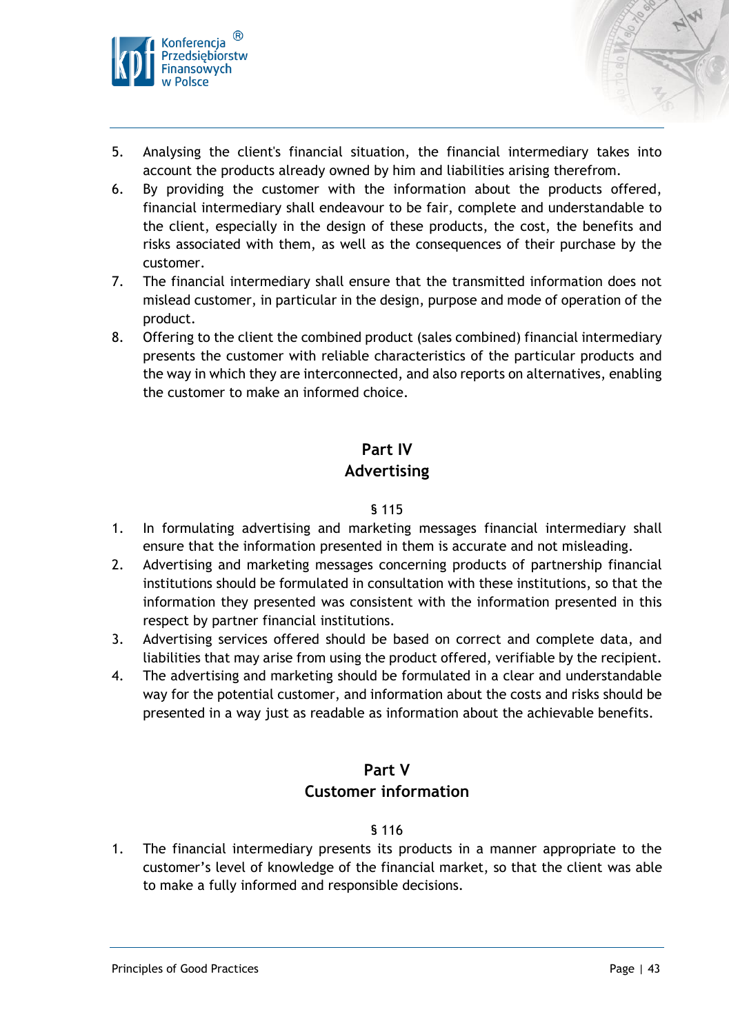5. Analysing the client's financial situation, the financial intermediary takes into account the products already owned by him and liabilities arising therefrom.
6. By providing the customer with the information about the products offered, financial intermediary shall endeavour to be fair, complete and understandable to the client, especially in the design of these products, the cost, the benefits and risks associated with them, as well as the consequences of their purchase by the customer.
7. The financial intermediary shall ensure that the transmitted information does not mislead customer, in particular in the design, purpose and mode of operation of the product.
8. Offering to the client the combined product (sales combined) financial intermediary presents the customer with reliable characteristics of the particular products and the way in which they are interconnected, and also reports on alternatives, enabling the customer to make an informed choice.

## Part IV
## Advertising

§ 115

1. In formulating advertising and marketing messages financial intermediary shall ensure that the information presented in them is accurate and not misleading.
2. Advertising and marketing messages concerning products of partnership financial institutions should be formulated in consultation with these institutions, so that the information they presented was consistent with the information presented in this respect by partner financial institutions.
3. Advertising services offered should be based on correct and complete data, and liabilities that may arise from using the product offered, verifiable by the recipient.
4. The advertising and marketing should be formulated in a clear and understandable way for the potential customer, and information about the costs and risks should be presented in a way just as readable as information about the achievable benefits.

## Part V
## Customer information

§ 116

1. The financial intermediary presents its products in a manner appropriate to the customer’s level of knowledge of the financial market, so that the client was able to make a fully informed and responsible decisions.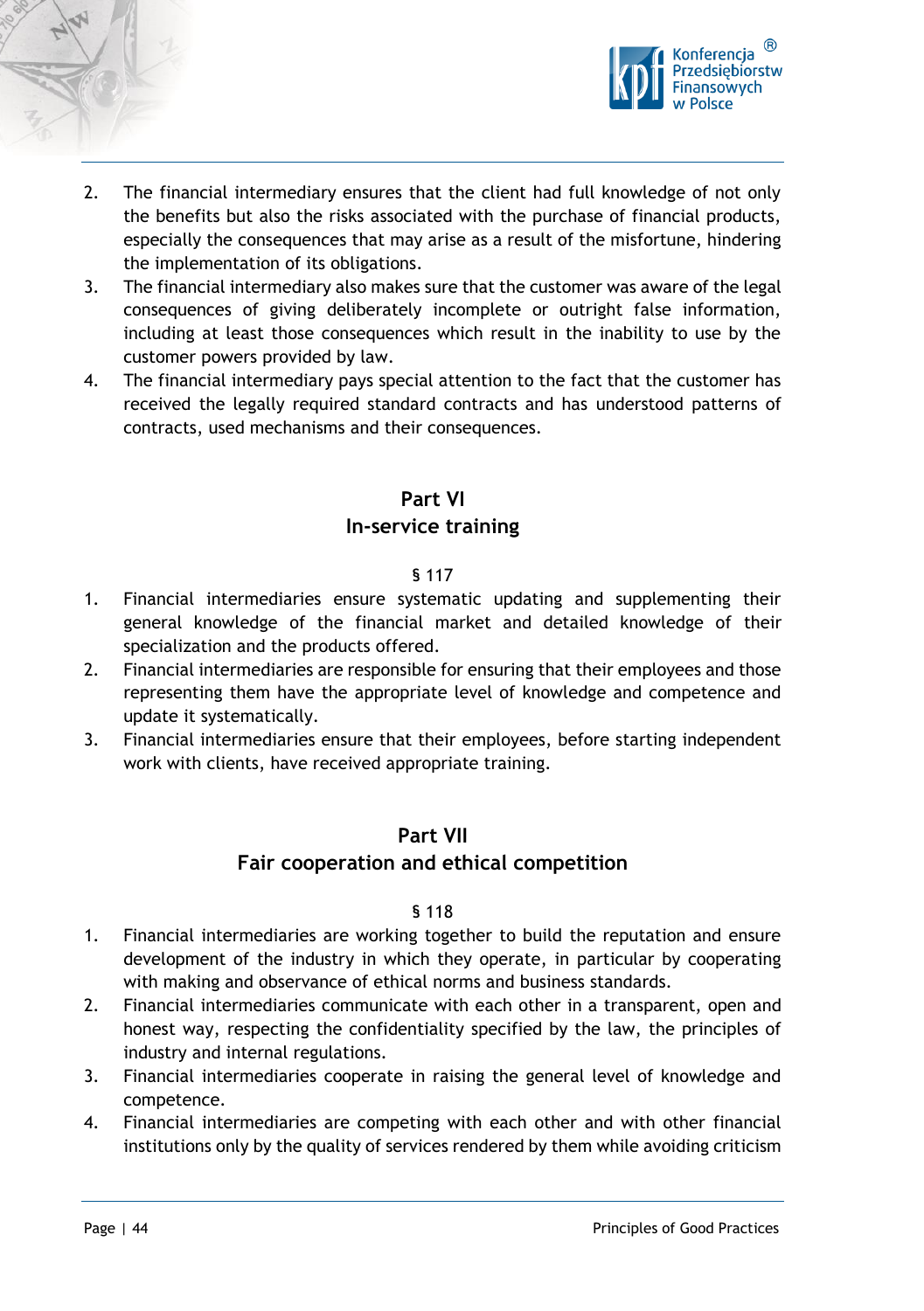2. The financial intermediary ensures that the client had full knowledge of not only the benefits but also the risks associated with the purchase of financial products, especially the consequences that may arise as a result of the misfortune, hindering the implementation of its obligations.
3. The financial intermediary also makes sure that the customer was aware of the legal consequences of giving deliberately incomplete or outright false information, including at least those consequences which result in the inability to use by the customer powers provided by law.
4. The financial intermediary pays special attention to the fact that the customer has received the legally required standard contracts and has understood patterns of contracts, used mechanisms and their consequences.

## Part VI
## In-service training

§ 117

1. Financial intermediaries ensure systematic updating and supplementing their general knowledge of the financial market and detailed knowledge of their specialization and the products offered.
2. Financial intermediaries are responsible for ensuring that their employees and those representing them have the appropriate level of knowledge and competence and update it systematically.
3. Financial intermediaries ensure that their employees, before starting independent work with clients, have received appropriate training.

## Part VII
## Fair cooperation and ethical competition

§ 118

1. Financial intermediaries are working together to build the reputation and ensure development of the industry in which they operate, in particular by cooperating with making and observance of ethical norms and business standards.
2. Financial intermediaries communicate with each other in a transparent, open and honest way, respecting the confidentiality specified by the law, the principles of industry and internal regulations.
3. Financial intermediaries cooperate in raising the general level of knowledge and competence.
4. Financial intermediaries are competing with each other and with other financial institutions only by the quality of services rendered by them while avoiding criticism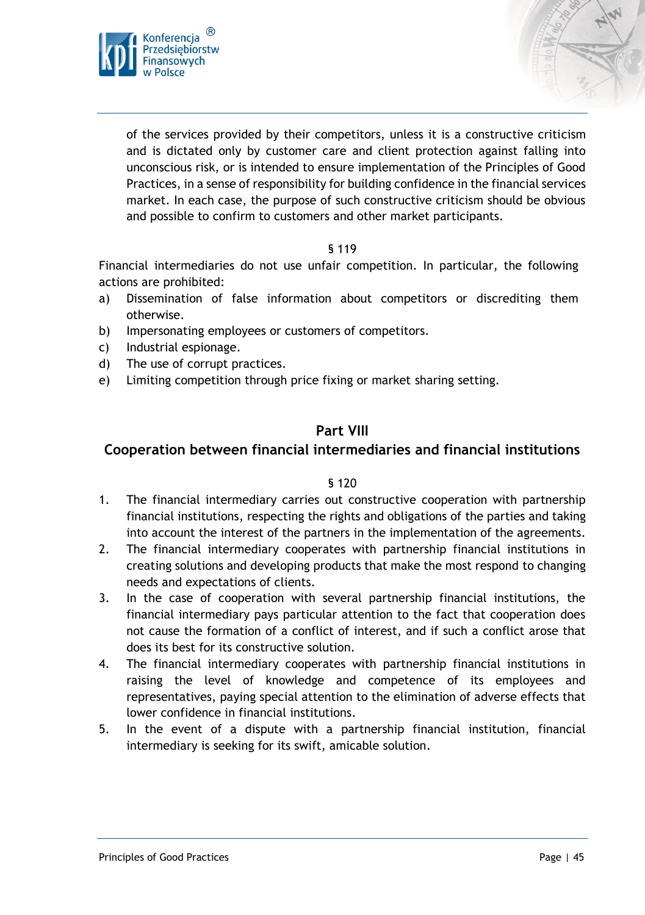of the services provided by their competitors, unless it is a constructive criticism and is dictated only by customer care and client protection against falling into unconscious risk, or is intended to ensure implementation of the Principles of Good Practices, in a sense of responsibility for building confidence in the financial services market. In each case, the purpose of such constructive criticism should be obvious and possible to confirm to customers and other market participants.

§ 119

Financial intermediaries do not use unfair competition. In particular, the following actions are prohibited:

a) Dissemination of false information about competitors or discrediting them otherwise.
b) Impersonating employees or customers of competitors.
c) Industrial espionage.
d) The use of corrupt practices.
e) Limiting competition through price fixing or market sharing setting.

## Part VIII
## Cooperation between financial intermediaries and financial institutions

§ 120

1. The financial intermediary carries out constructive cooperation with partnership financial institutions, respecting the rights and obligations of the parties and taking into account the interest of the partners in the implementation of the agreements.
2. The financial intermediary cooperates with partnership financial institutions in creating solutions and developing products that make the most respond to changing needs and expectations of clients.
3. In the case of cooperation with several partnership financial institutions, the financial intermediary pays particular attention to the fact that cooperation does not cause the formation of a conflict of interest, and if such a conflict arose that does its best for its constructive solution.
4. The financial intermediary cooperates with partnership financial institutions in raising the level of knowledge and competence of its employees and representatives, paying special attention to the elimination of adverse effects that lower confidence in financial institutions.
5. In the event of a dispute with a partnership financial institution, financial intermediary is seeking for its swift, amicable solution.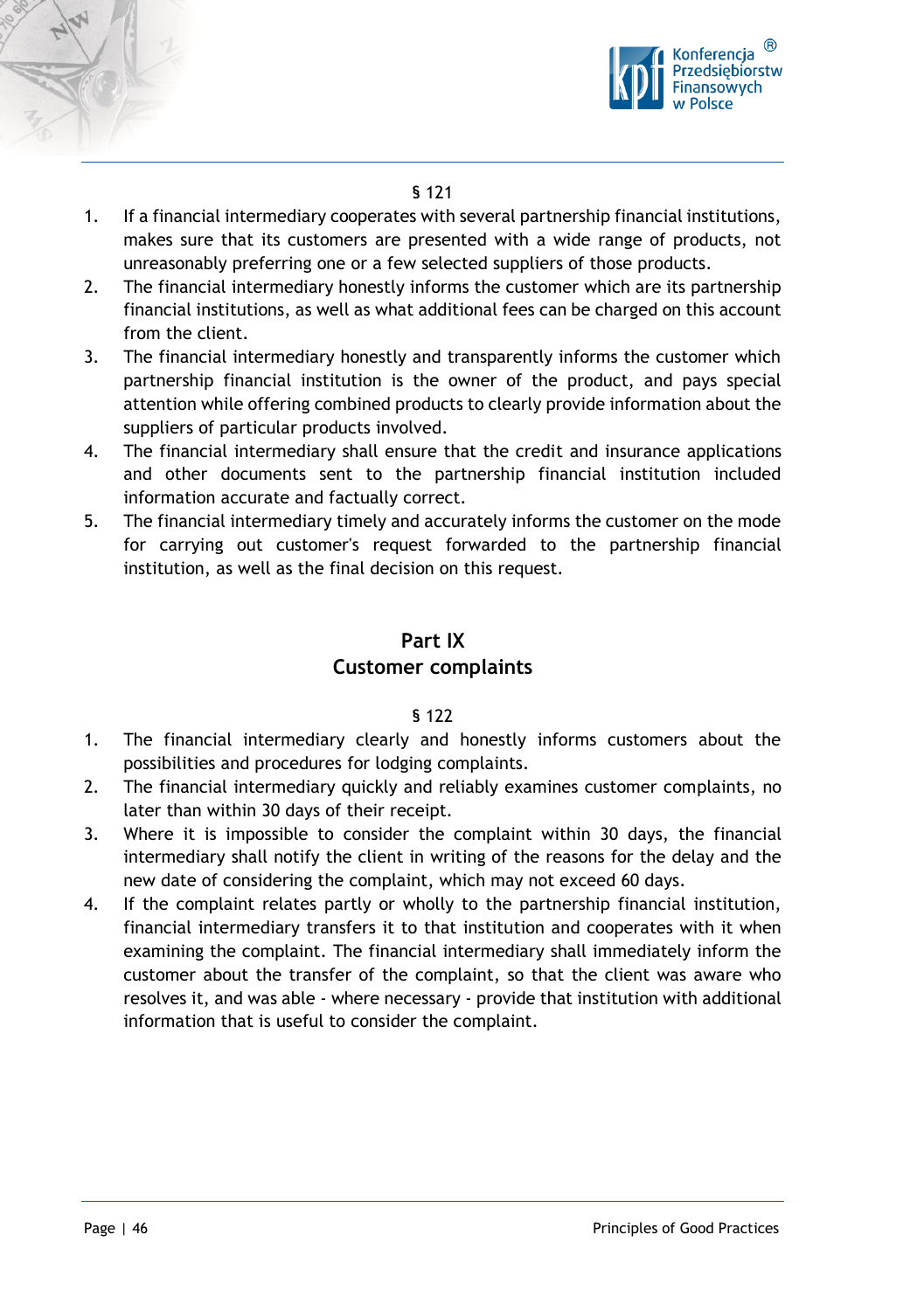§ 121

1. If a financial intermediary cooperates with several partnership financial institutions, makes sure that its customers are presented with a wide range of products, not unreasonably preferring one or a few selected suppliers of those products.
2. The financial intermediary honestly informs the customer which are its partnership financial institutions, as well as what additional fees can be charged on this account from the client.
3. The financial intermediary honestly and transparently informs the customer which partnership financial institution is the owner of the product, and pays special attention while offering combined products to clearly provide information about the suppliers of particular products involved.
4. The financial intermediary shall ensure that the credit and insurance applications and other documents sent to the partnership financial institution included information accurate and factually correct.
5. The financial intermediary timely and accurately informs the customer on the mode for carrying out customer's request forwarded to the partnership financial institution, as well as the final decision on this request.

## Part IX
## Customer complaints

§ 122

1. The financial intermediary clearly and honestly informs customers about the possibilities and procedures for lodging complaints.
2. The financial intermediary quickly and reliably examines customer complaints, no later than within 30 days of their receipt.
3. Where it is impossible to consider the complaint within 30 days, the financial intermediary shall notify the client in writing of the reasons for the delay and the new date of considering the complaint, which may not exceed 60 days.
4. If the complaint relates partly or wholly to the partnership financial institution, financial intermediary transfers it to that institution and cooperates with it when examining the complaint. The financial intermediary shall immediately inform the customer about the transfer of the complaint, so that the client was aware who resolves it, and was able - where necessary - provide that institution with additional information that is useful to consider the complaint.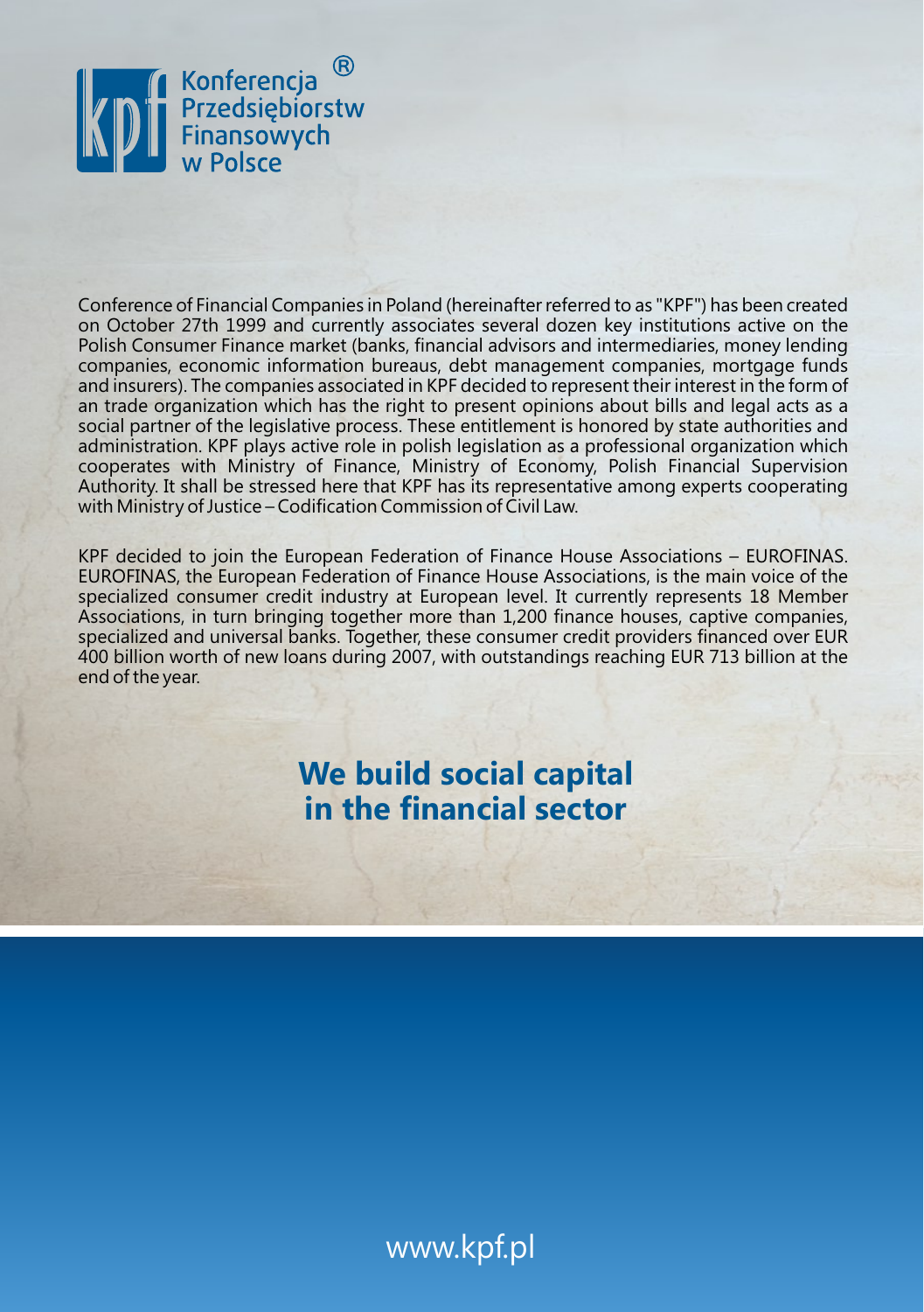Konferencja Przedsiębiorstw Finansowych w Polse ®

Conference of Financial Companies in Poland (hereinafter referred to as "KPF") has been created on October 27th 1999 and currently associates several dozen key institutions active on the Polish Consumer Finance market (banks, financial advisors and intermediaries, money lending companies, economic information bureaus, debt management companies, mortgage funds and insurers). The companies associated in KPF decided to represent their interest in the form of an trade organization which has the right to present opinions about bills and legal acts as a social partner of the legislative process. These entitlement is honored by state authorities and administration. KPF plays active role in polish legislation as a professional organization which cooperates with Ministry of Finance, Ministry of Economy, Polish Financial Supervision Authority. It shall be stressed here that KPF has its representative among experts cooperating with Ministry of Justice – Codification Commission of Civil Law.

KPF decided to join the European Federation of Finance House Associations – EUROFINAS. EUROFINAS, the European Federation of Finance House Associations, is the main voice of the specialized consumer credit industry at European level. It currently represents 18 Member Associations, in turn bringing together more than 1,200 finance houses, captive companies, specialized and universal banks. Together, these consumer credit providers financed over EUR 400 billion worth of new loans during 2007, with outstandings reaching EUR 713 billion at the end of the year.

## We build social capital in the financial sector

www.kpf.pl